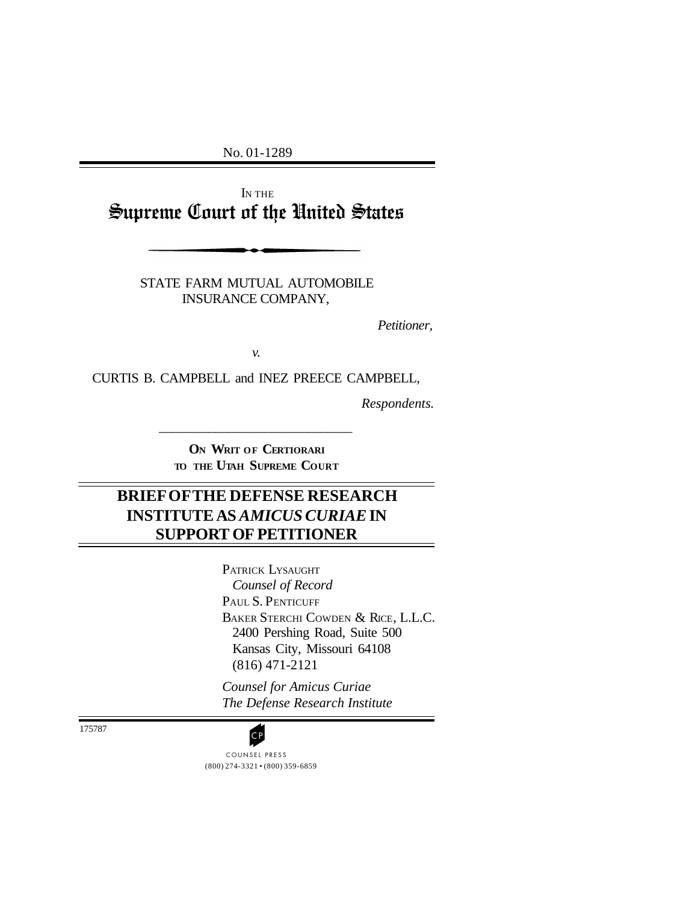No. 01-1289

IN THE

# Supreme Court of the United States

STATE FARM MUTUAL AUTOMOBILE INSURANCE COMPANY,

*Petitioner,*

*v.*

CURTIS B. CAMPBELL and INEZ PREECE CAMPBELL,

*Respondents.*

---

**ON WRIT OF CERTIORARI TO THE UTAH SUPREME COURT**

## BRIEF OF THE DEFENSE RESEARCH INSTITUTE AS *AMICUS CURIAE* IN SUPPORT OF PETITIONER

PATRICK LYSAUGHT
*Counsel of Record*
PAUL S. PENTICUFF
BAKER STERCHI COWDEN & RICE, L.L.C.
2400 Pershing Road, Suite 500
Kansas City, Missouri 64108
(816) 471-2121

*Counsel for Amicus Curiae*
*The Defense Research Institute*

175787

COUNSEL PRESS
(800) 274-3321 • (800) 359-6859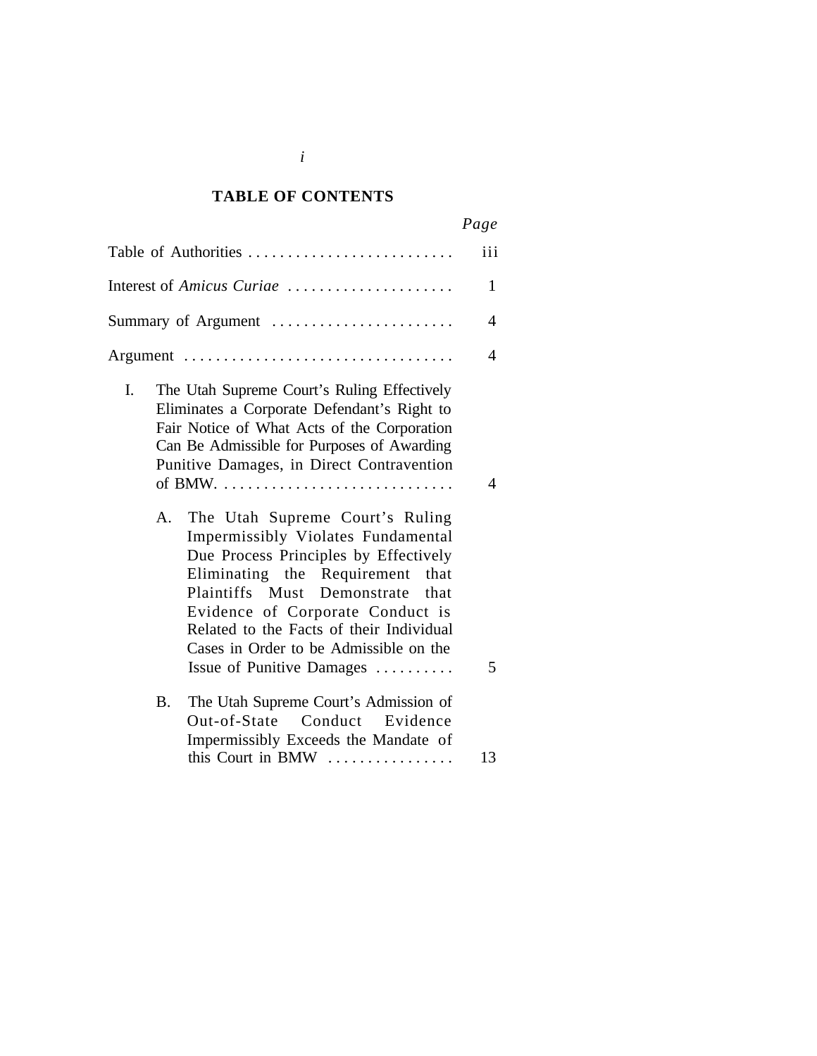## TABLE OF CONTENTS

| | Page |
|---|---|
| Table of Authorities | iii |
| Interest of *Amicus Curiae* | 1 |
| Summary of Argument | 4 |
| Argument | 4 |
| I. The Utah Supreme Court's Ruling Effectively Eliminates a Corporate Defendant's Right to Fair Notice of What Acts of the Corporation Can Be Admissible for Purposes of Awarding Punitive Damages, in Direct Contravention of BMW. | 4 |
| A. The Utah Supreme Court's Ruling Impermissibly Violates Fundamental Due Process Principles by Effectively Eliminating the Requirement that Plaintiffs Must Demonstrate that Evidence of Corporate Conduct is Related to the Facts of their Individual Cases in Order to be Admissible on the Issue of Punitive Damages | 5 |
| B. The Utah Supreme Court's Admission of Out-of-State Conduct Evidence Impermissibly Exceeds the Mandate of this Court in BMW | 13 |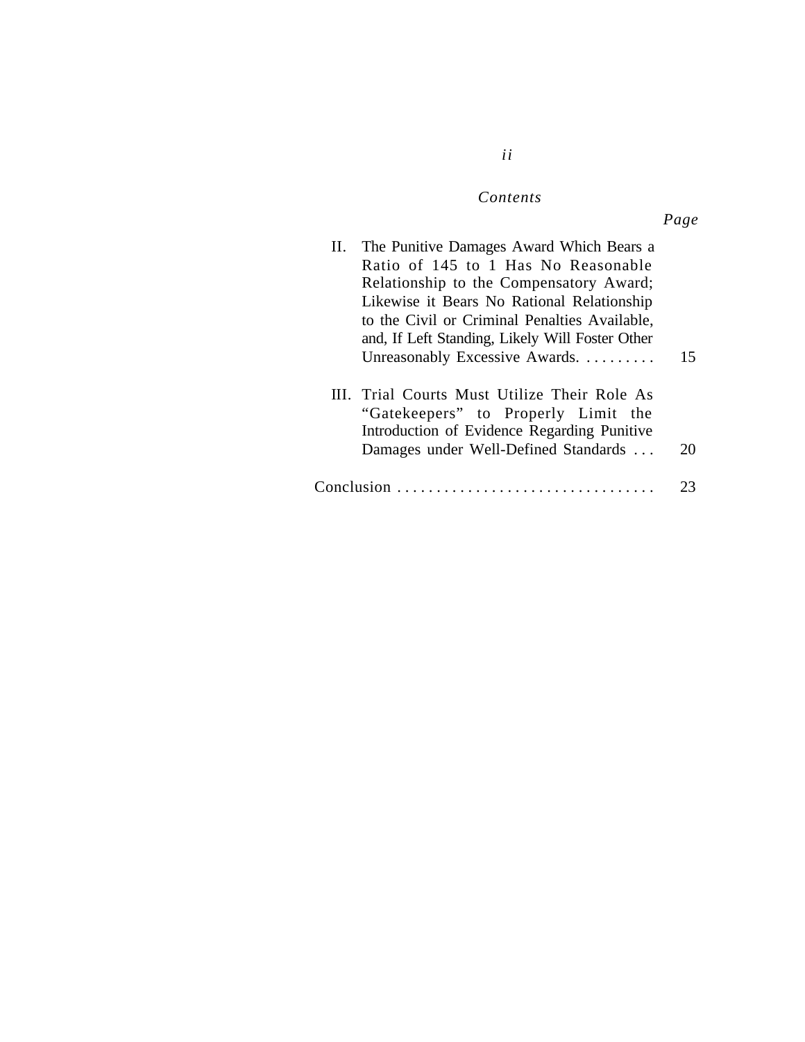*Contents*

| | Page |
|---|---|
| II. The Punitive Damages Award Which Bears a Ratio of 145 to 1 Has No Reasonable Relationship to the Compensatory Award; Likewise it Bears No Rational Relationship to the Civil or Criminal Penalties Available, and, If Left Standing, Likely Will Foster Other Unreasonably Excessive Awards. . . . . . . . . . | 15 |
| III. Trial Courts Must Utilize Their Role As “Gatekeepers” to Properly Limit the Introduction of Evidence Regarding Punitive Damages under Well-Defined Standards . . . | 20 |
| Conclusion . . . . . . . . . . . . . . . . . . . . . . . . . . . . . . . . . | 23 |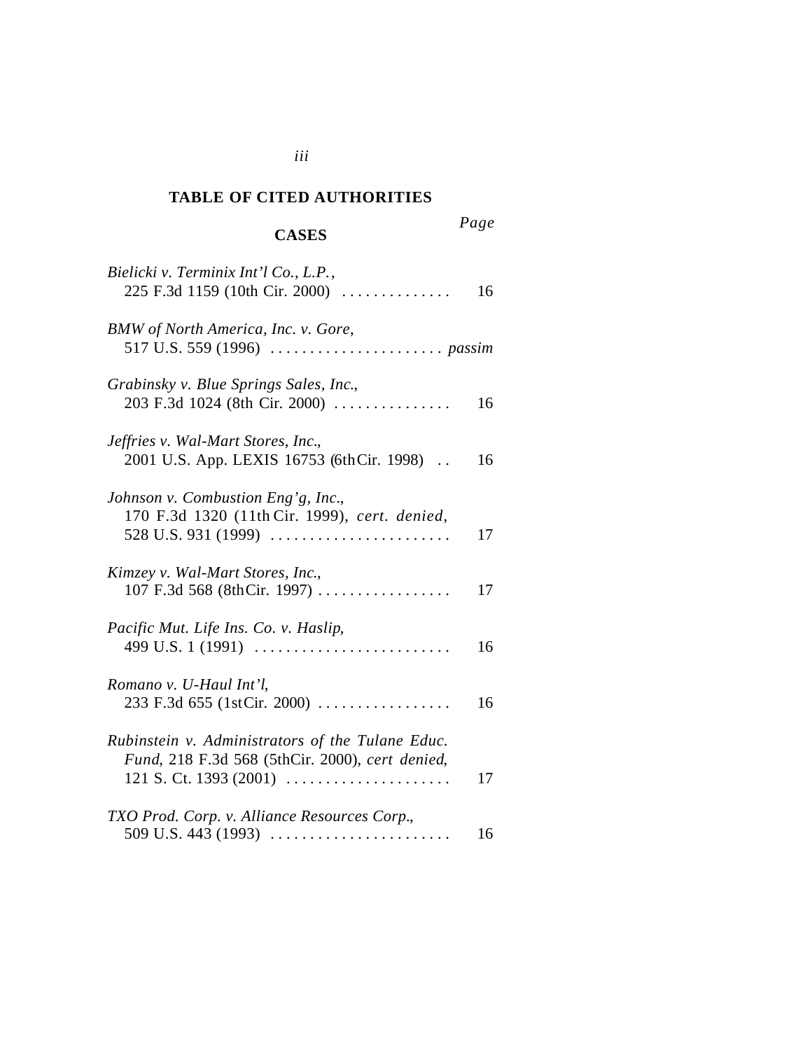## TABLE OF CITED AUTHORITIES

### CASES

*Page*

*Bielicki v. Terminix Int'l Co., L.P.*, 225 F.3d 1159 (10th Cir. 2000) .............. 16

*BMW of North America, Inc. v. Gore*, 517 U.S. 559 (1996) ....................... *passim*

*Grabinsky v. Blue Springs Sales, Inc.*, 203 F.3d 1024 (8th Cir. 2000) ............... 16

*Jeffries v. Wal-Mart Stores, Inc.*, 2001 U.S. App. LEXIS 16753 (6th Cir. 1998) .. 16

*Johnson v. Combustion Eng'g, Inc.*, 170 F.3d 1320 (11th Cir. 1999), *cert. denied*, 528 U.S. 931 (1999) ....................... 17

*Kimzey v. Wal-Mart Stores, Inc.*, 107 F.3d 568 (8th Cir. 1997) ................. 17

*Pacific Mut. Life Ins. Co. v. Haslip*, 499 U.S. 1 (1991) ......................... 16

*Romano v. U-Haul Int'l*, 233 F.3d 655 (1st Cir. 2000) ................. 16

*Rubinstein v. Administrators of the Tulane Educ. Fund*, 218 F.3d 568 (5th Cir. 2000), *cert denied*, 121 S. Ct. 1393 (2001) ..................... 17

*TXO Prod. Corp. v. Alliance Resources Corp.*, 509 U.S. 443 (1993) ....................... 16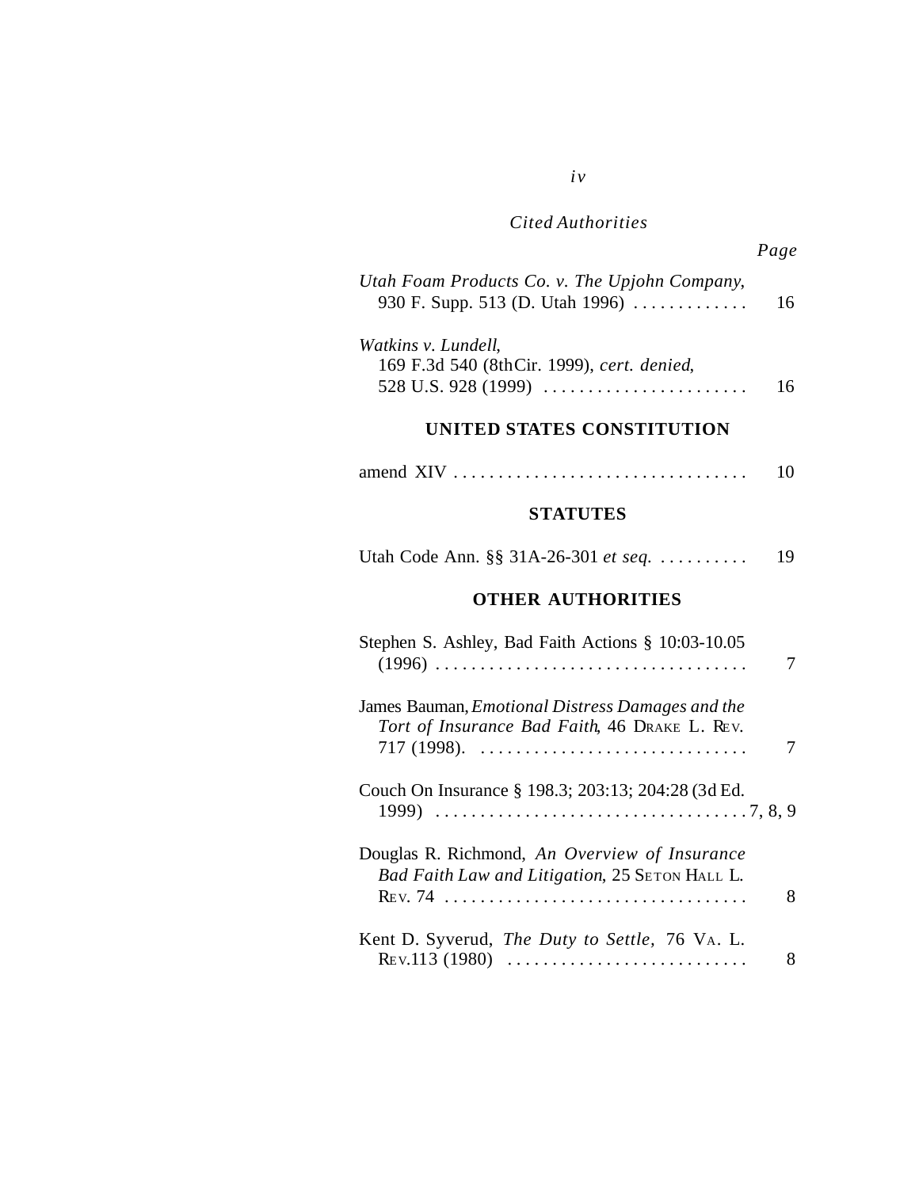*Cited Authorities*

*Page*

*Utah Foam Products Co. v. The Upjohn Company*, 930 F. Supp. 513 (D. Utah 1996) . . . . . . . . . . . . . 16

*Watkins v. Lundell*, 169 F.3d 540 (8thCir. 1999), *cert. denied*, 528 U.S. 928 (1999) . . . . . . . . . . . . . . . . . . . . . . . 16

## UNITED STATES CONSTITUTION

amend XIV . . . . . . . . . . . . . . . . . . . . . . . . . . . . . . . . . 10

## STATUTES

Utah Code Ann. §§ 31A-26-301 *et seq.* . . . . . . . . . . 19

## OTHER AUTHORITIES

Stephen S. Ashley, Bad Faith Actions § 10:03-10.05 (1996) . . . . . . . . . . . . . . . . . . . . . . . . . . . . . . . . . . . 7

James Bauman, *Emotional Distress Damages and the Tort of Insurance Bad Faith*, 46 DRAKE L. REV. 717 (1998). . . . . . . . . . . . . . . . . . . . . . . . . . . . . . 7

Couch On Insurance § 198.3; 203:13; 204:28 (3d Ed. 1999) . . . . . . . . . . . . . . . . . . . . . . . . . . . . . . . . . . . 7, 8, 9

Douglas R. Richmond, *An Overview of Insurance Bad Faith Law and Litigation*, 25 SETON HALL L. REV. 74 . . . . . . . . . . . . . . . . . . . . . . . . . . . . . . . . . 8

Kent D. Syverud, *The Duty to Settle,* 76 VA. L. REV.113 (1980) . . . . . . . . . . . . . . . . . . . . . . . . . . . 8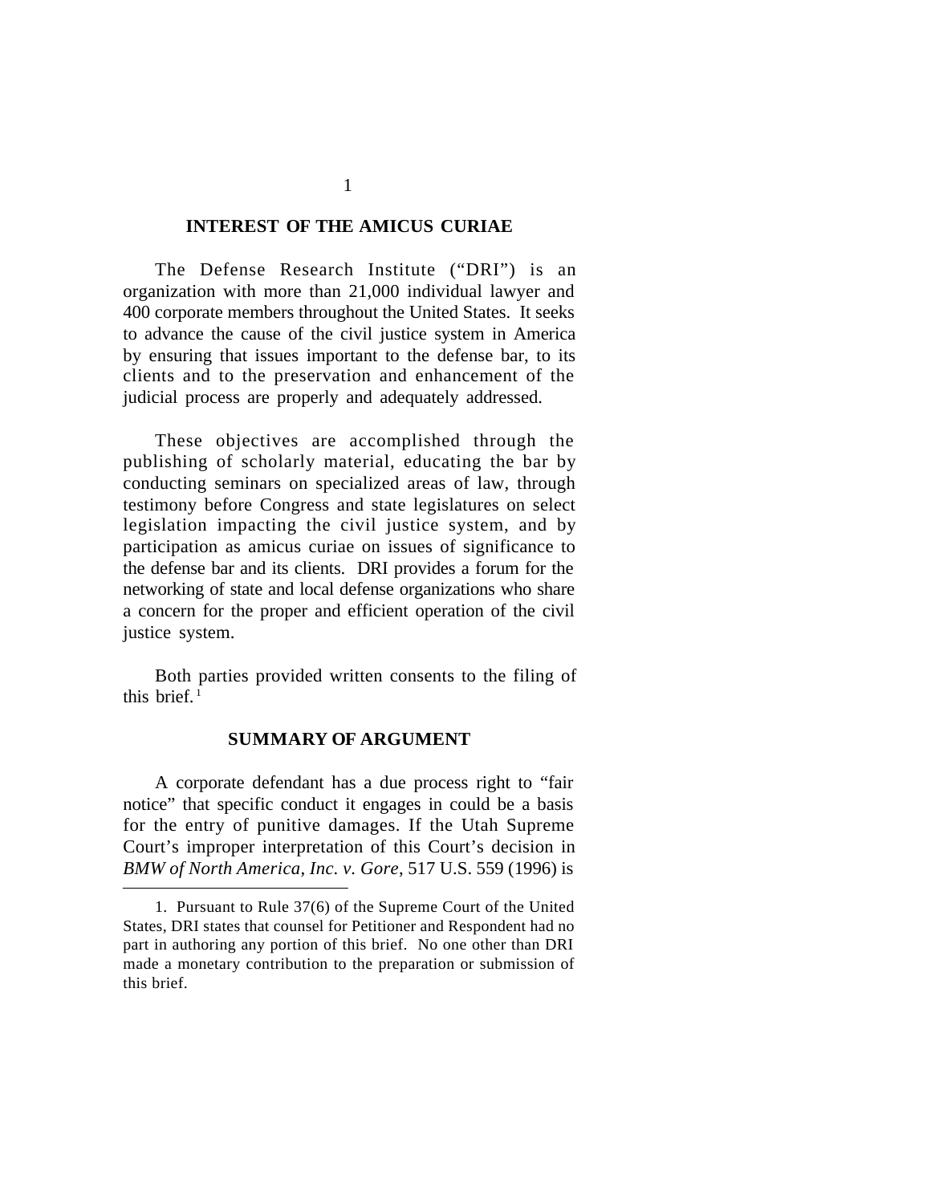## INTEREST OF THE AMICUS CURIAE

The Defense Research Institute ("DRI") is an organization with more than 21,000 individual lawyer and 400 corporate members throughout the United States. It seeks to advance the cause of the civil justice system in America by ensuring that issues important to the defense bar, to its clients and to the preservation and enhancement of the judicial process are properly and adequately addressed.

These objectives are accomplished through the publishing of scholarly material, educating the bar by conducting seminars on specialized areas of law, through testimony before Congress and state legislatures on select legislation impacting the civil justice system, and by participation as amicus curiae on issues of significance to the defense bar and its clients. DRI provides a forum for the networking of state and local defense organizations who share a concern for the proper and efficient operation of the civil justice system.

Both parties provided written consents to the filing of this brief.[1]

## SUMMARY OF ARGUMENT

A corporate defendant has a due process right to "fair notice" that specific conduct it engages in could be a basis for the entry of punitive damages. If the Utah Supreme Court's improper interpretation of this Court's decision in *BMW of North America, Inc. v. Gore*, 517 U.S. 559 (1996) is

---

1. Pursuant to Rule 37(6) of the Supreme Court of the United States, DRI states that counsel for Petitioner and Respondent had no part in authoring any portion of this brief. No one other than DRI made a monetary contribution to the preparation or submission of this brief.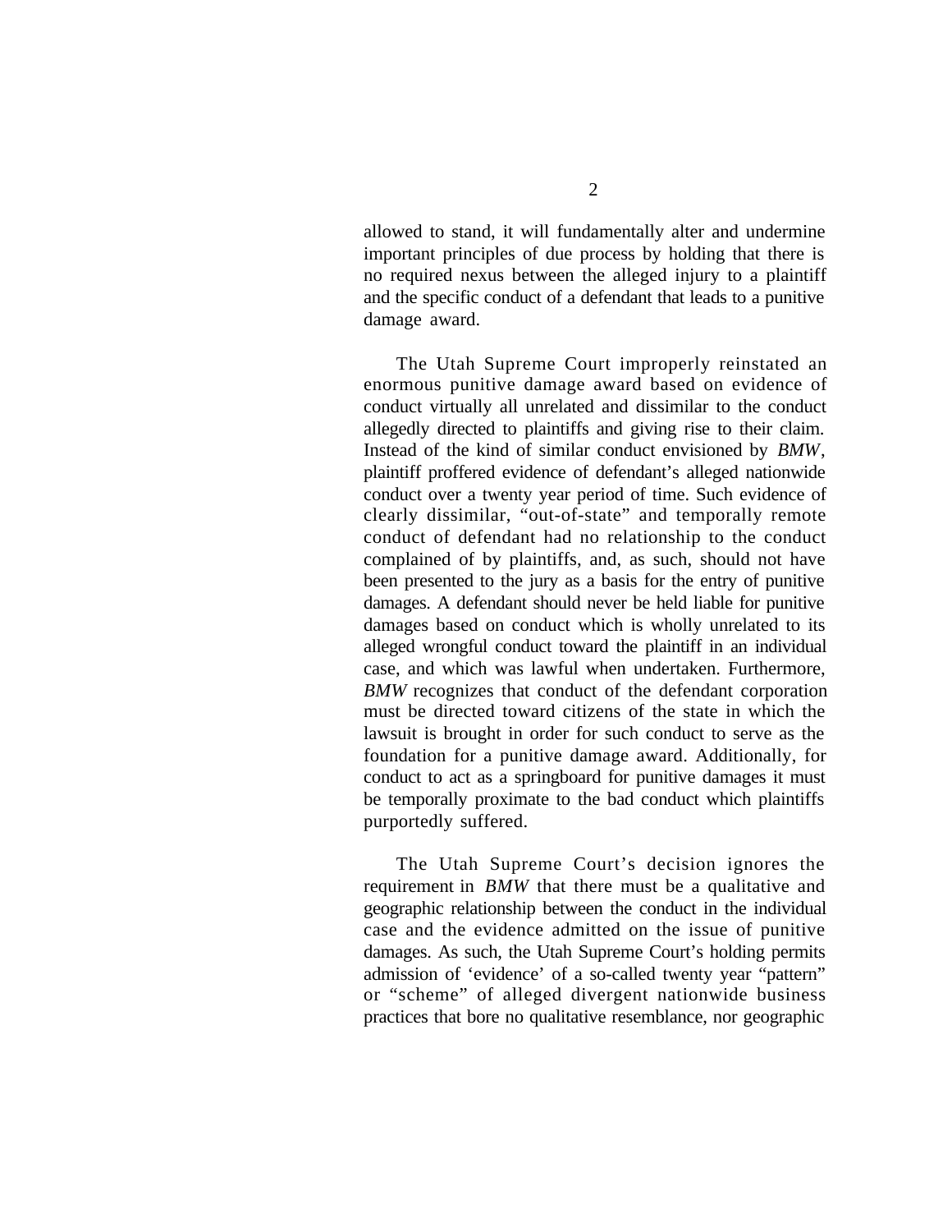allowed to stand, it will fundamentally alter and undermine important principles of due process by holding that there is no required nexus between the alleged injury to a plaintiff and the specific conduct of a defendant that leads to a punitive damage award.

The Utah Supreme Court improperly reinstated an enormous punitive damage award based on evidence of conduct virtually all unrelated and dissimilar to the conduct allegedly directed to plaintiffs and giving rise to their claim. Instead of the kind of similar conduct envisioned by *BMW*, plaintiff proffered evidence of defendant's alleged nationwide conduct over a twenty year period of time. Such evidence of clearly dissimilar, "out-of-state" and temporally remote conduct of defendant had no relationship to the conduct complained of by plaintiffs, and, as such, should not have been presented to the jury as a basis for the entry of punitive damages. A defendant should never be held liable for punitive damages based on conduct which is wholly unrelated to its alleged wrongful conduct toward the plaintiff in an individual case, and which was lawful when undertaken. Furthermore, *BMW* recognizes that conduct of the defendant corporation must be directed toward citizens of the state in which the lawsuit is brought in order for such conduct to serve as the foundation for a punitive damage award. Additionally, for conduct to act as a springboard for punitive damages it must be temporally proximate to the bad conduct which plaintiffs purportedly suffered.

The Utah Supreme Court's decision ignores the requirement in *BMW* that there must be a qualitative and geographic relationship between the conduct in the individual case and the evidence admitted on the issue of punitive damages. As such, the Utah Supreme Court's holding permits admission of 'evidence' of a so-called twenty year "pattern" or "scheme" of alleged divergent nationwide business practices that bore no qualitative resemblance, nor geographic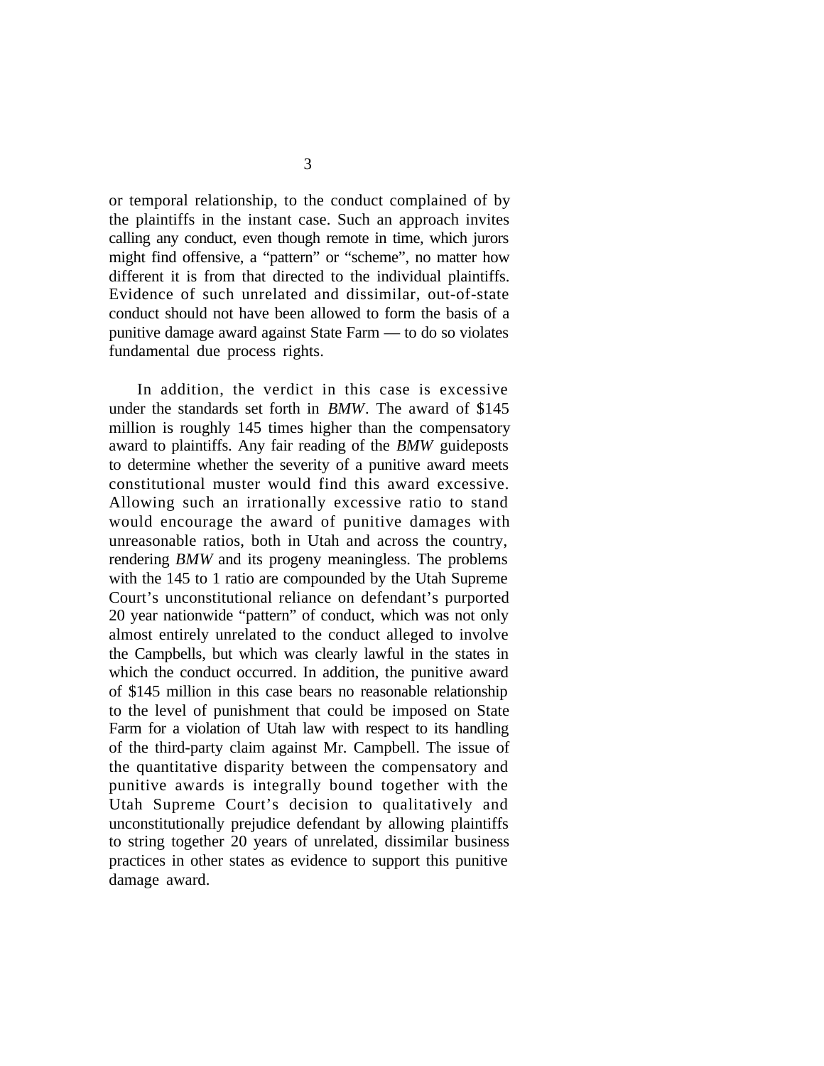or temporal relationship, to the conduct complained of by the plaintiffs in the instant case. Such an approach invites calling any conduct, even though remote in time, which jurors might find offensive, a "pattern" or "scheme", no matter how different it is from that directed to the individual plaintiffs. Evidence of such unrelated and dissimilar, out-of-state conduct should not have been allowed to form the basis of a punitive damage award against State Farm — to do so violates fundamental due process rights.

In addition, the verdict in this case is excessive under the standards set forth in *BMW*. The award of $145 million is roughly 145 times higher than the compensatory award to plaintiffs. Any fair reading of the *BMW* guideposts to determine whether the severity of a punitive award meets constitutional muster would find this award excessive. Allowing such an irrationally excessive ratio to stand would encourage the award of punitive damages with unreasonable ratios, both in Utah and across the country, rendering *BMW* and its progeny meaningless. The problems with the 145 to 1 ratio are compounded by the Utah Supreme Court's unconstitutional reliance on defendant's purported 20 year nationwide "pattern" of conduct, which was not only almost entirely unrelated to the conduct alleged to involve the Campbells, but which was clearly lawful in the states in which the conduct occurred. In addition, the punitive award of $145 million in this case bears no reasonable relationship to the level of punishment that could be imposed on State Farm for a violation of Utah law with respect to its handling of the third-party claim against Mr. Campbell. The issue of the quantitative disparity between the compensatory and punitive awards is integrally bound together with the Utah Supreme Court's decision to qualitatively and unconstitutionally prejudice defendant by allowing plaintiffs to string together 20 years of unrelated, dissimilar business practices in other states as evidence to support this punitive damage award.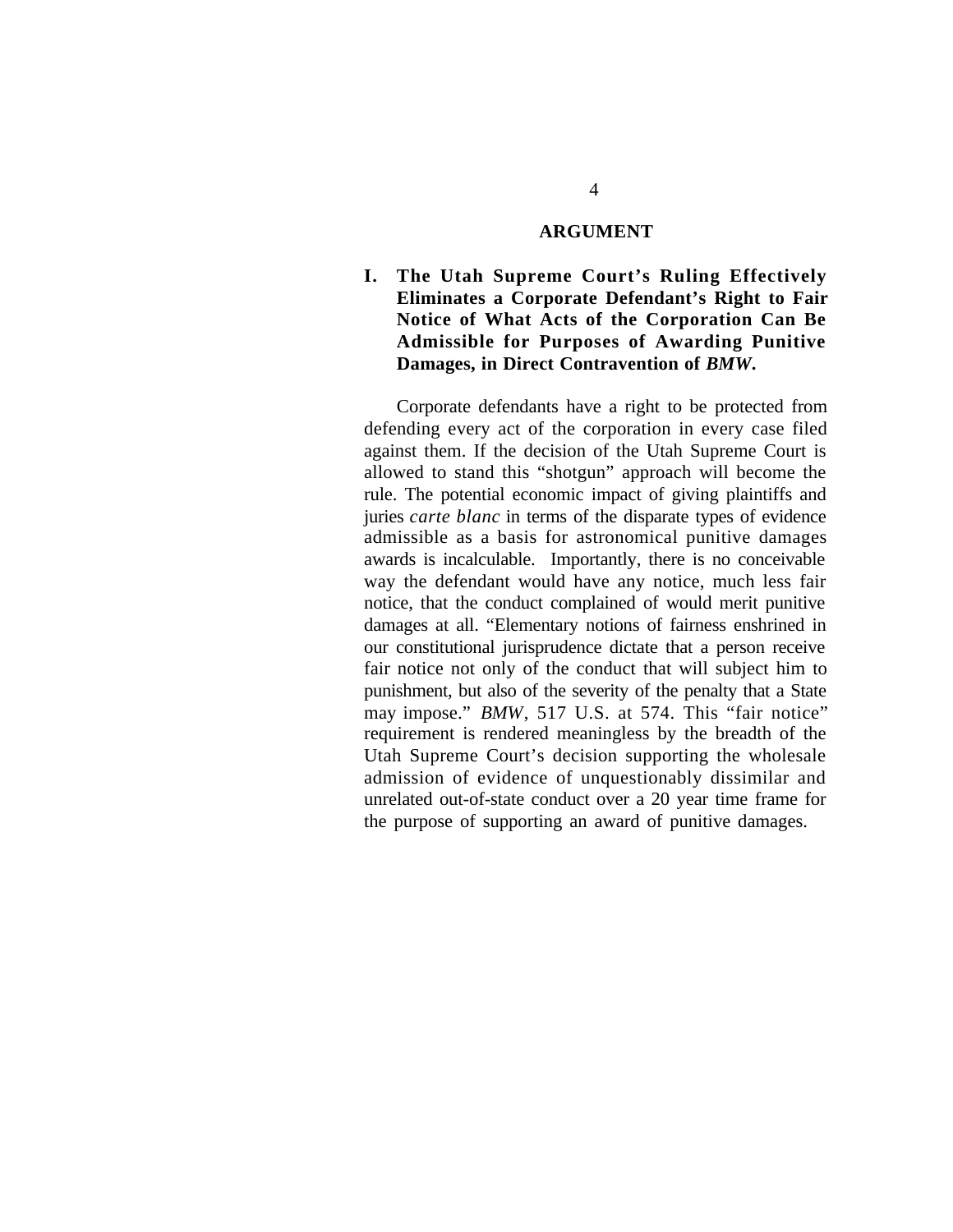## ARGUMENT

### I. The Utah Supreme Court's Ruling Effectively Eliminates a Corporate Defendant's Right to Fair Notice of What Acts of the Corporation Can Be Admissible for Purposes of Awarding Punitive Damages, in Direct Contravention of *BMW*.

Corporate defendants have a right to be protected from defending every act of the corporation in every case filed against them. If the decision of the Utah Supreme Court is allowed to stand this "shotgun" approach will become the rule. The potential economic impact of giving plaintiffs and juries *carte blanc* in terms of the disparate types of evidence admissible as a basis for astronomical punitive damages awards is incalculable. Importantly, there is no conceivable way the defendant would have any notice, much less fair notice, that the conduct complained of would merit punitive damages at all. "Elementary notions of fairness enshrined in our constitutional jurisprudence dictate that a person receive fair notice not only of the conduct that will subject him to punishment, but also of the severity of the penalty that a State may impose." *BMW*, 517 U.S. at 574. This "fair notice" requirement is rendered meaningless by the breadth of the Utah Supreme Court's decision supporting the wholesale admission of evidence of unquestionably dissimilar and unrelated out-of-state conduct over a 20 year time frame for the purpose of supporting an award of punitive damages.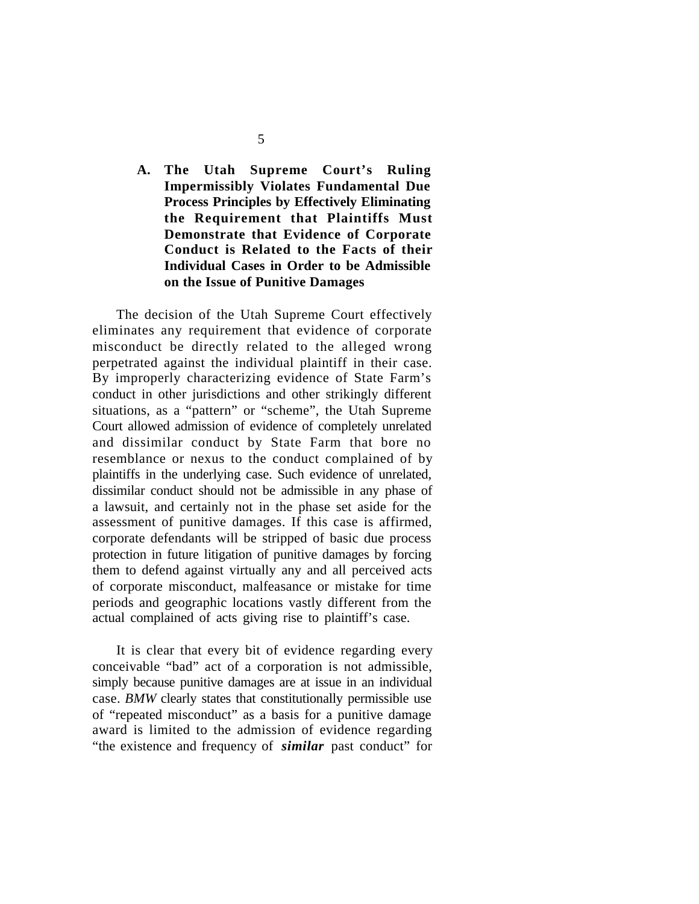### A. The Utah Supreme Court's Ruling Impermissibly Violates Fundamental Due Process Principles by Effectively Eliminating the Requirement that Plaintiffs Must Demonstrate that Evidence of Corporate Conduct is Related to the Facts of their Individual Cases in Order to be Admissible on the Issue of Punitive Damages

The decision of the Utah Supreme Court effectively eliminates any requirement that evidence of corporate misconduct be directly related to the alleged wrong perpetrated against the individual plaintiff in their case. By improperly characterizing evidence of State Farm's conduct in other jurisdictions and other strikingly different situations, as a "pattern" or "scheme", the Utah Supreme Court allowed admission of evidence of completely unrelated and dissimilar conduct by State Farm that bore no resemblance or nexus to the conduct complained of by plaintiffs in the underlying case. Such evidence of unrelated, dissimilar conduct should not be admissible in any phase of a lawsuit, and certainly not in the phase set aside for the assessment of punitive damages. If this case is affirmed, corporate defendants will be stripped of basic due process protection in future litigation of punitive damages by forcing them to defend against virtually any and all perceived acts of corporate misconduct, malfeasance or mistake for time periods and geographic locations vastly different from the actual complained of acts giving rise to plaintiff's case.

It is clear that every bit of evidence regarding every conceivable "bad" act of a corporation is not admissible, simply because punitive damages are at issue in an individual case. *BMW* clearly states that constitutionally permissible use of "repeated misconduct" as a basis for a punitive damage award is limited to the admission of evidence regarding "the existence and frequency of ***similar*** past conduct" for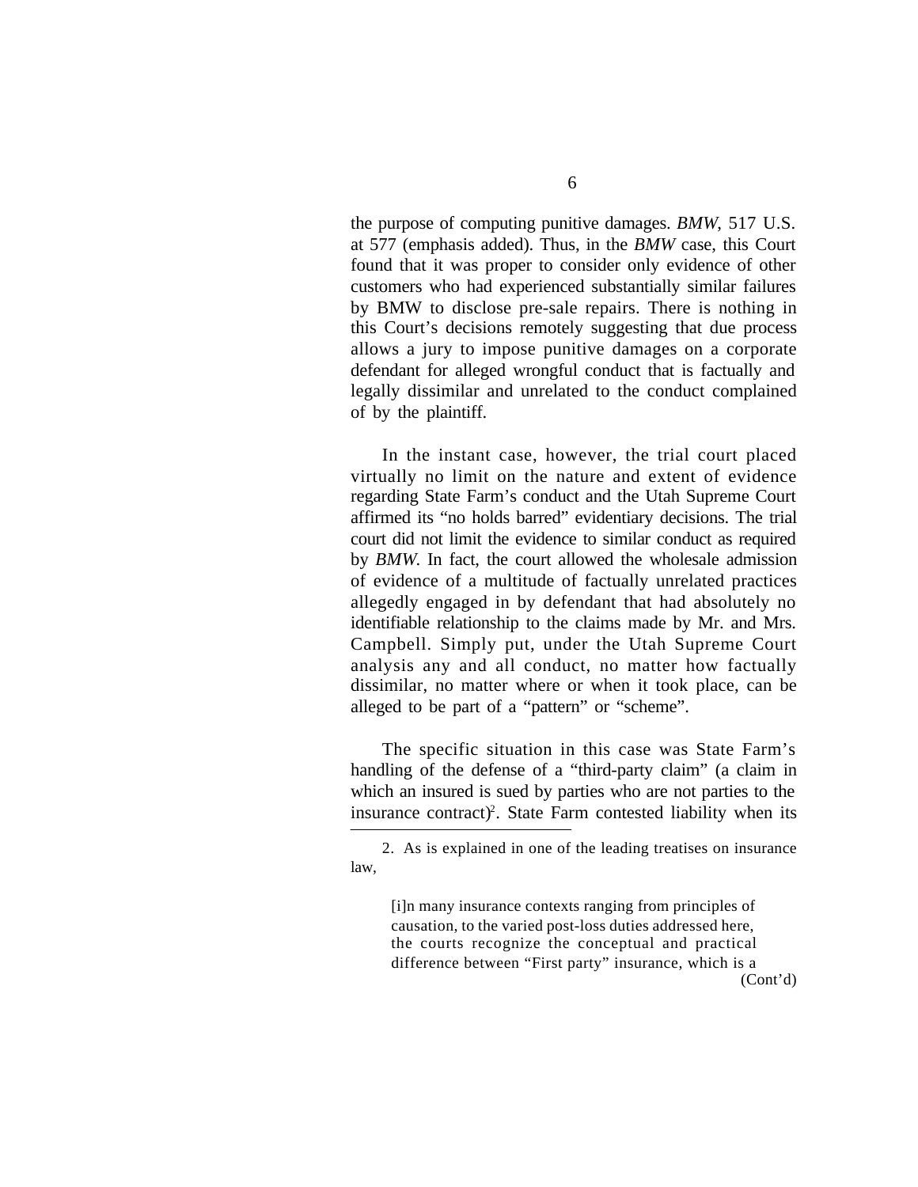the purpose of computing punitive damages. *BMW*, 517 U.S. at 577 (emphasis added). Thus, in the *BMW* case, this Court found that it was proper to consider only evidence of other customers who had experienced substantially similar failures by BMW to disclose pre-sale repairs. There is nothing in this Court's decisions remotely suggesting that due process allows a jury to impose punitive damages on a corporate defendant for alleged wrongful conduct that is factually and legally dissimilar and unrelated to the conduct complained of by the plaintiff.

In the instant case, however, the trial court placed virtually no limit on the nature and extent of evidence regarding State Farm's conduct and the Utah Supreme Court affirmed its "no holds barred" evidentiary decisions. The trial court did not limit the evidence to similar conduct as required by *BMW*. In fact, the court allowed the wholesale admission of evidence of a multitude of factually unrelated practices allegedly engaged in by defendant that had absolutely no identifiable relationship to the claims made by Mr. and Mrs. Campbell. Simply put, under the Utah Supreme Court analysis any and all conduct, no matter how factually dissimilar, no matter where or when it took place, can be alleged to be part of a "pattern" or "scheme".

The specific situation in this case was State Farm's handling of the defense of a "third-party claim" (a claim in which an insured is sued by parties who are not parties to the insurance contract)[2]. State Farm contested liability when its

---

2. As is explained in one of the leading treatises on insurance law,

> [i]n many insurance contexts ranging from principles of causation, to the varied post-loss duties addressed here, the courts recognize the conceptual and practical difference between "First party" insurance, which is a

(Cont'd)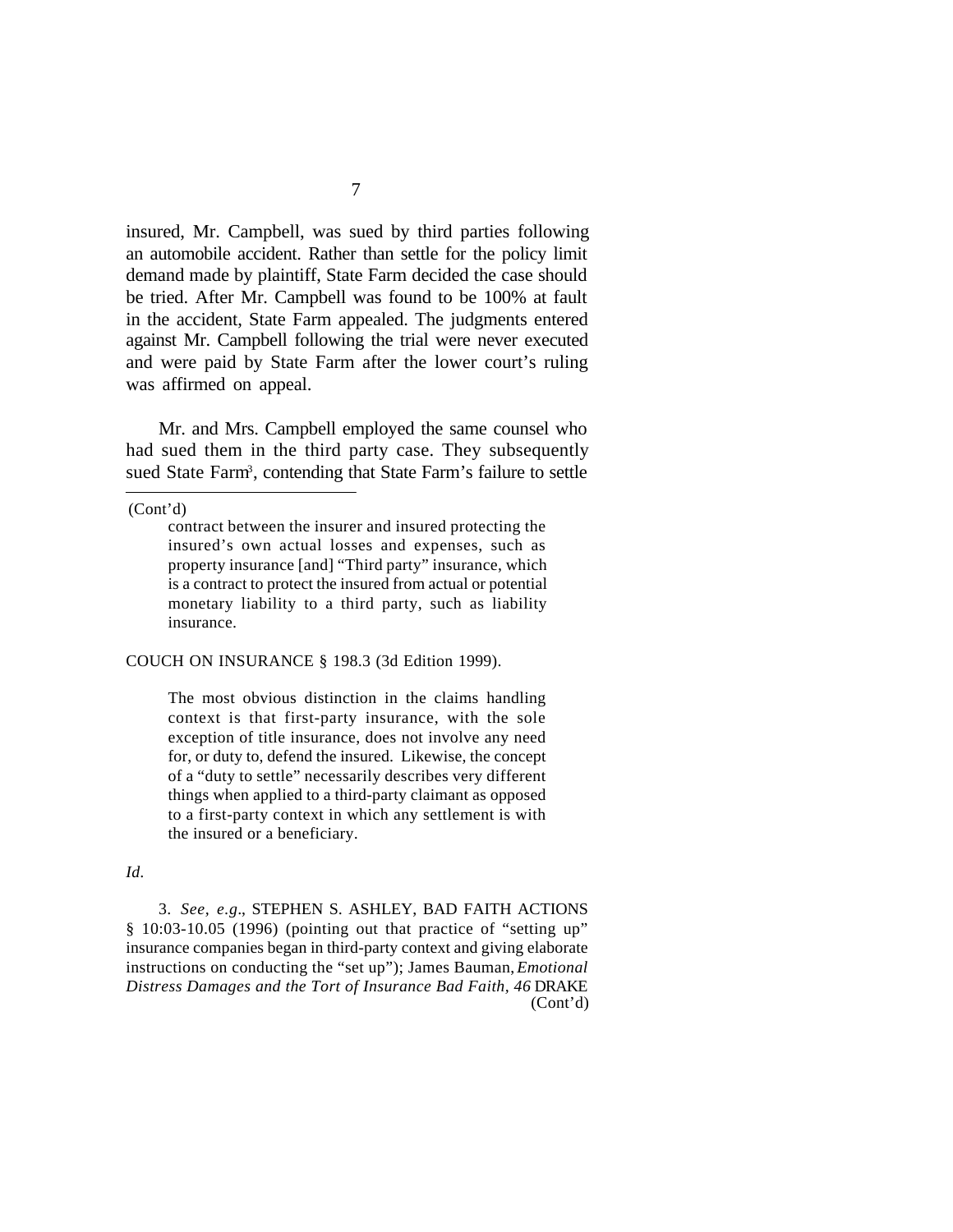insured, Mr. Campbell, was sued by third parties following an automobile accident. Rather than settle for the policy limit demand made by plaintiff, State Farm decided the case should be tried. After Mr. Campbell was found to be 100% at fault in the accident, State Farm appealed. The judgments entered against Mr. Campbell following the trial were never executed and were paid by State Farm after the lower court's ruling was affirmed on appeal.

Mr. and Mrs. Campbell employed the same counsel who had sued them in the third party case. They subsequently sued State Farm[3], contending that State Farm's failure to settle

---

(Cont'd)

> contract between the insurer and insured protecting the insured's own actual losses and expenses, such as property insurance [and] "Third party" insurance, which is a contract to protect the insured from actual or potential monetary liability to a third party, such as liability insurance.

COUCH ON INSURANCE § 198.3 (3d Edition 1999).

> The most obvious distinction in the claims handling context is that first-party insurance, with the sole exception of title insurance, does not involve any need for, or duty to, defend the insured. Likewise, the concept of a "duty to settle" necessarily describes very different things when applied to a third-party claimant as opposed to a first-party context in which any settlement is with the insured or a beneficiary.

*Id.*

3. *See, e.g*., STEPHEN S. ASHLEY, BAD FAITH ACTIONS § 10:03-10.05 (1996) (pointing out that practice of "setting up" insurance companies began in third-party context and giving elaborate instructions on conducting the "set up"); James Bauman, *Emotional Distress Damages and the Tort of Insurance Bad Faith, 46* DRAKE (Cont'd)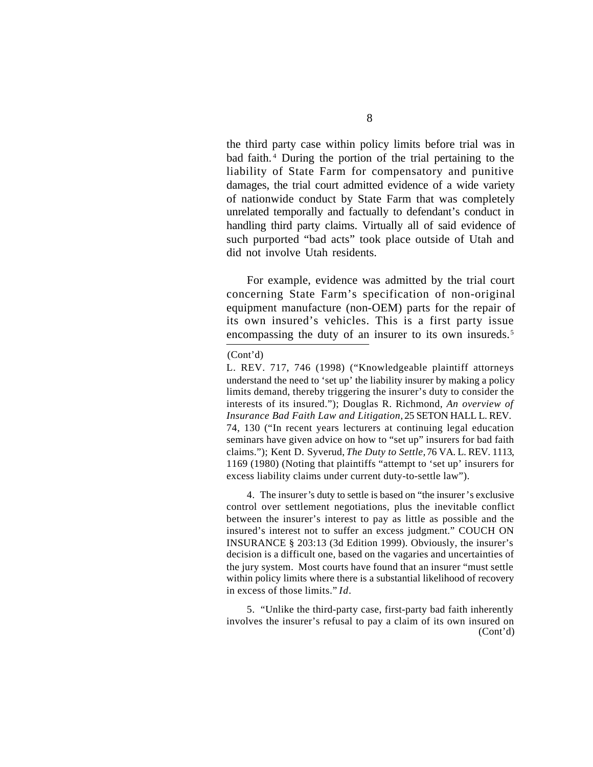the third party case within policy limits before trial was in bad faith.[4] During the portion of the trial pertaining to the liability of State Farm for compensatory and punitive damages, the trial court admitted evidence of a wide variety of nationwide conduct by State Farm that was completely unrelated temporally and factually to defendant's conduct in handling third party claims. Virtually all of said evidence of such purported "bad acts" took place outside of Utah and did not involve Utah residents.

For example, evidence was admitted by the trial court concerning State Farm's specification of non-original equipment manufacture (non-OEM) parts for the repair of its own insured's vehicles. This is a first party issue encompassing the duty of an insurer to its own insureds.[5]

---

(Cont'd)

L. REV. 717, 746 (1998) ("Knowledgeable plaintiff attorneys understand the need to 'set up' the liability insurer by making a policy limits demand, thereby triggering the insurer's duty to consider the interests of its insured."); Douglas R. Richmond, *An overview of Insurance Bad Faith Law and Litigation,* 25 SETON HALL L. REV. 74, 130 ("In recent years lecturers at continuing legal education seminars have given advice on how to "set up" insurers for bad faith claims."); Kent D. Syverud, *The Duty to Settle,* 76 VA. L. REV. 1113, 1169 (1980) (Noting that plaintiffs "attempt to 'set up' insurers for excess liability claims under current duty-to-settle law").

4. The insurer's duty to settle is based on "the insurer's exclusive control over settlement negotiations, plus the inevitable conflict between the insurer's interest to pay as little as possible and the insured's interest not to suffer an excess judgment." COUCH ON INSURANCE § 203:13 (3d Edition 1999). Obviously, the insurer's decision is a difficult one, based on the vagaries and uncertainties of the jury system. Most courts have found that an insurer "must settle within policy limits where there is a substantial likelihood of recovery in excess of those limits." *Id*.

5. "Unlike the third-party case, first-party bad faith inherently involves the insurer's refusal to pay a claim of its own insured on (Cont'd)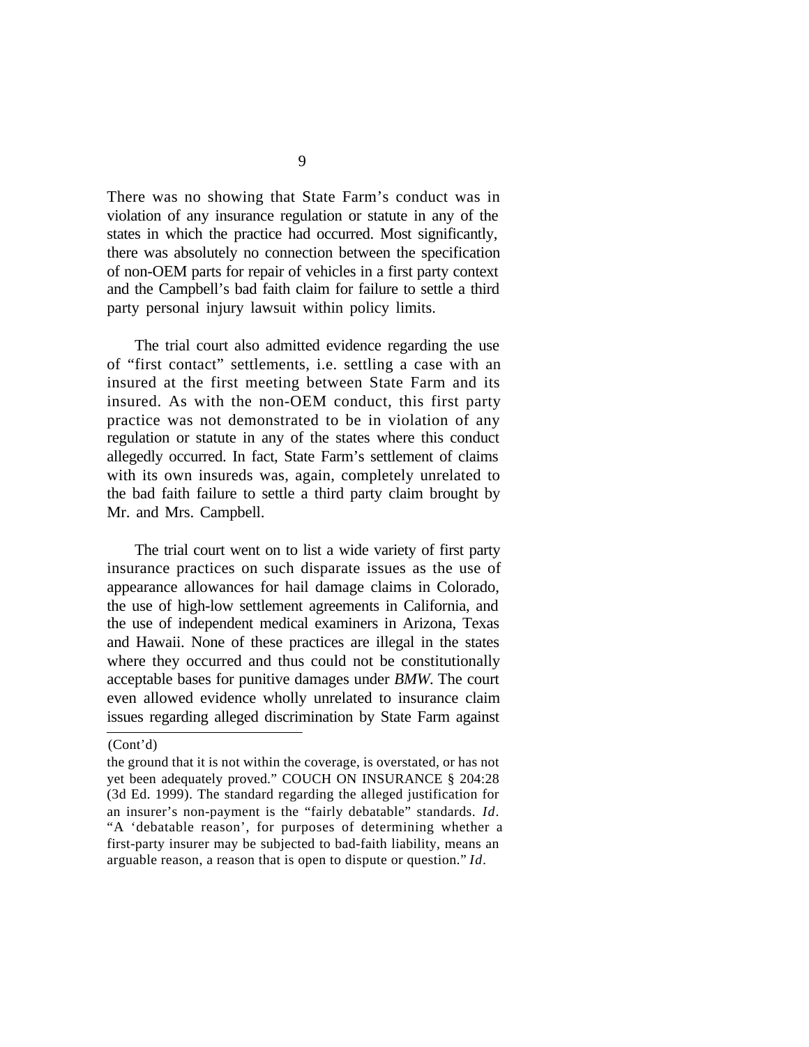There was no showing that State Farm's conduct was in violation of any insurance regulation or statute in any of the states in which the practice had occurred. Most significantly, there was absolutely no connection between the specification of non-OEM parts for repair of vehicles in a first party context and the Campbell's bad faith claim for failure to settle a third party personal injury lawsuit within policy limits.

The trial court also admitted evidence regarding the use of "first contact" settlements, i.e. settling a case with an insured at the first meeting between State Farm and its insured. As with the non-OEM conduct, this first party practice was not demonstrated to be in violation of any regulation or statute in any of the states where this conduct allegedly occurred. In fact, State Farm's settlement of claims with its own insureds was, again, completely unrelated to the bad faith failure to settle a third party claim brought by Mr. and Mrs. Campbell.

The trial court went on to list a wide variety of first party insurance practices on such disparate issues as the use of appearance allowances for hail damage claims in Colorado, the use of high-low settlement agreements in California, and the use of independent medical examiners in Arizona, Texas and Hawaii. None of these practices are illegal in the states where they occurred and thus could not be constitutionally acceptable bases for punitive damages under *BMW*. The court even allowed evidence wholly unrelated to insurance claim issues regarding alleged discrimination by State Farm against

---

(Cont'd)

the ground that it is not within the coverage, is overstated, or has not yet been adequately proved." COUCH ON INSURANCE § 204:28 (3d Ed. 1999). The standard regarding the alleged justification for an insurer's non-payment is the "fairly debatable" standards. *Id*. "A 'debatable reason', for purposes of determining whether a first-party insurer may be subjected to bad-faith liability, means an arguable reason, a reason that is open to dispute or question." *Id*.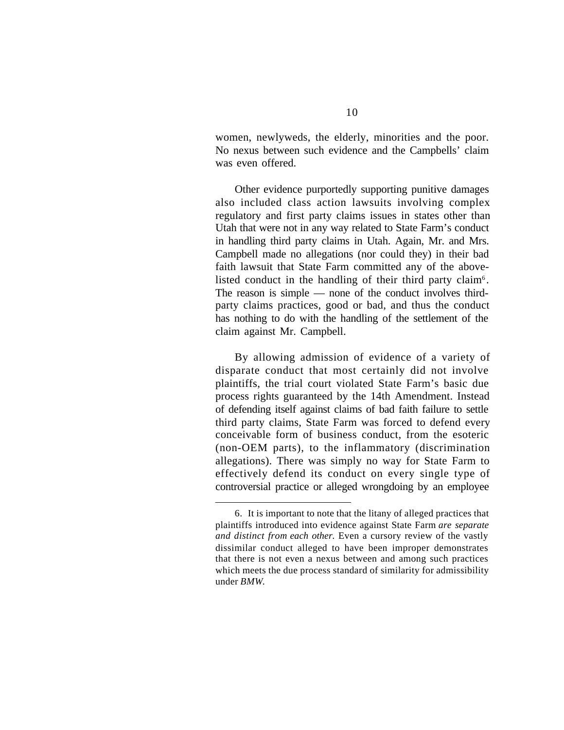women, newlyweds, the elderly, minorities and the poor. No nexus between such evidence and the Campbells' claim was even offered.

Other evidence purportedly supporting punitive damages also included class action lawsuits involving complex regulatory and first party claims issues in states other than Utah that were not in any way related to State Farm's conduct in handling third party claims in Utah. Again, Mr. and Mrs. Campbell made no allegations (nor could they) in their bad faith lawsuit that State Farm committed any of the above-listed conduct in the handling of their third party claim[6]. The reason is simple — none of the conduct involves third-party claims practices, good or bad, and thus the conduct has nothing to do with the handling of the settlement of the claim against Mr. Campbell.

By allowing admission of evidence of a variety of disparate conduct that most certainly did not involve plaintiffs, the trial court violated State Farm's basic due process rights guaranteed by the 14th Amendment. Instead of defending itself against claims of bad faith failure to settle third party claims, State Farm was forced to defend every conceivable form of business conduct, from the esoteric (non-OEM parts), to the inflammatory (discrimination allegations). There was simply no way for State Farm to effectively defend its conduct on every single type of controversial practice or alleged wrongdoing by an employee

---

6. It is important to note that the litany of alleged practices that plaintiffs introduced into evidence against State Farm *are separate and distinct from each other.* Even a cursory review of the vastly dissimilar conduct alleged to have been improper demonstrates that there is not even a nexus between and among such practices which meets the due process standard of similarity for admissibility under *BMW.*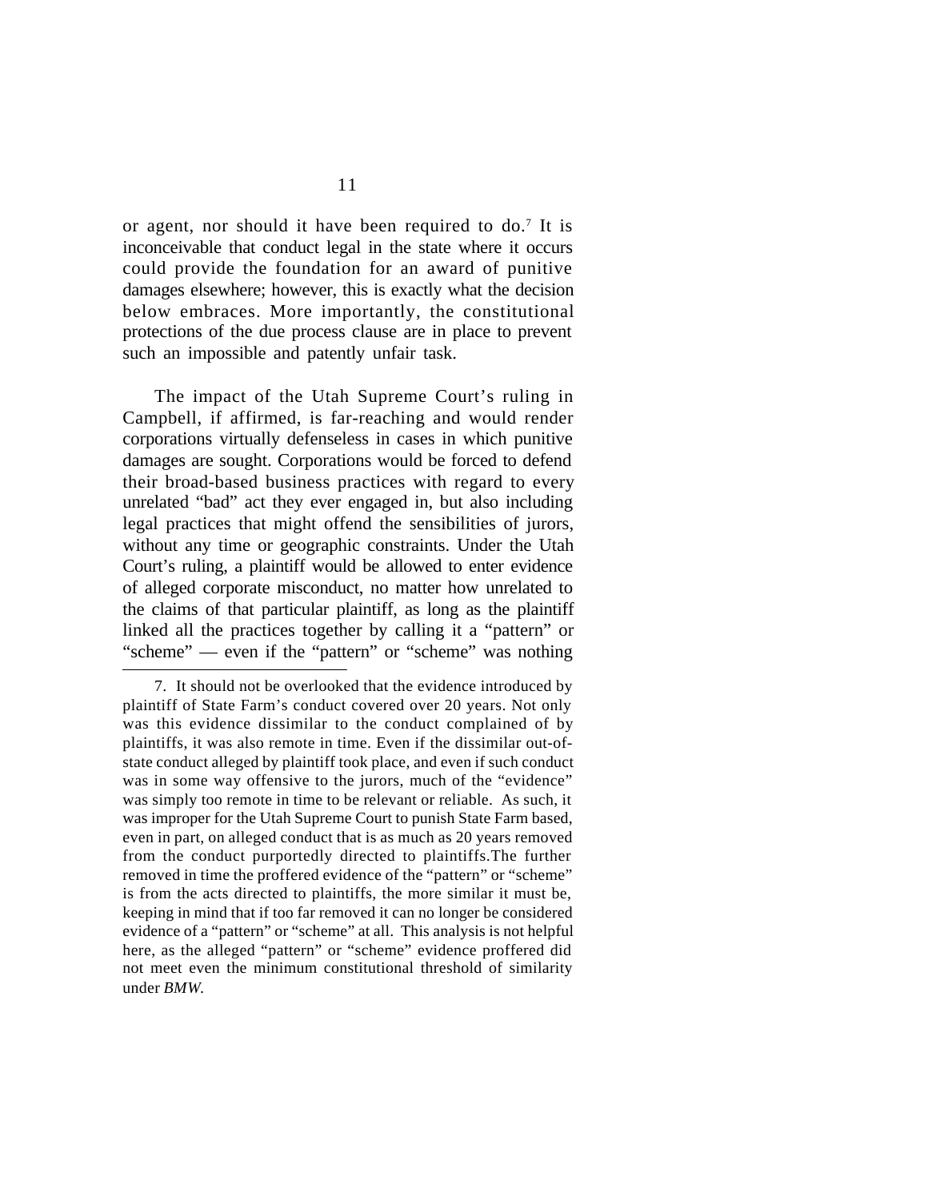or agent, nor should it have been required to do.[7] It is inconceivable that conduct legal in the state where it occurs could provide the foundation for an award of punitive damages elsewhere; however, this is exactly what the decision below embraces. More importantly, the constitutional protections of the due process clause are in place to prevent such an impossible and patently unfair task.

The impact of the Utah Supreme Court's ruling in Campbell, if affirmed, is far-reaching and would render corporations virtually defenseless in cases in which punitive damages are sought. Corporations would be forced to defend their broad-based business practices with regard to every unrelated "bad" act they ever engaged in, but also including legal practices that might offend the sensibilities of jurors, without any time or geographic constraints. Under the Utah Court's ruling, a plaintiff would be allowed to enter evidence of alleged corporate misconduct, no matter how unrelated to the claims of that particular plaintiff, as long as the plaintiff linked all the practices together by calling it a "pattern" or "scheme" — even if the "pattern" or "scheme" was nothing

7. It should not be overlooked that the evidence introduced by plaintiff of State Farm's conduct covered over 20 years. Not only was this evidence dissimilar to the conduct complained of by plaintiffs, it was also remote in time. Even if the dissimilar out-of-state conduct alleged by plaintiff took place, and even if such conduct was in some way offensive to the jurors, much of the "evidence" was simply too remote in time to be relevant or reliable. As such, it was improper for the Utah Supreme Court to punish State Farm based, even in part, on alleged conduct that is as much as 20 years removed from the conduct purportedly directed to plaintiffs.The further removed in time the proffered evidence of the "pattern" or "scheme" is from the acts directed to plaintiffs, the more similar it must be, keeping in mind that if too far removed it can no longer be considered evidence of a "pattern" or "scheme" at all. This analysis is not helpful here, as the alleged "pattern" or "scheme" evidence proffered did not meet even the minimum constitutional threshold of similarity under *BMW*.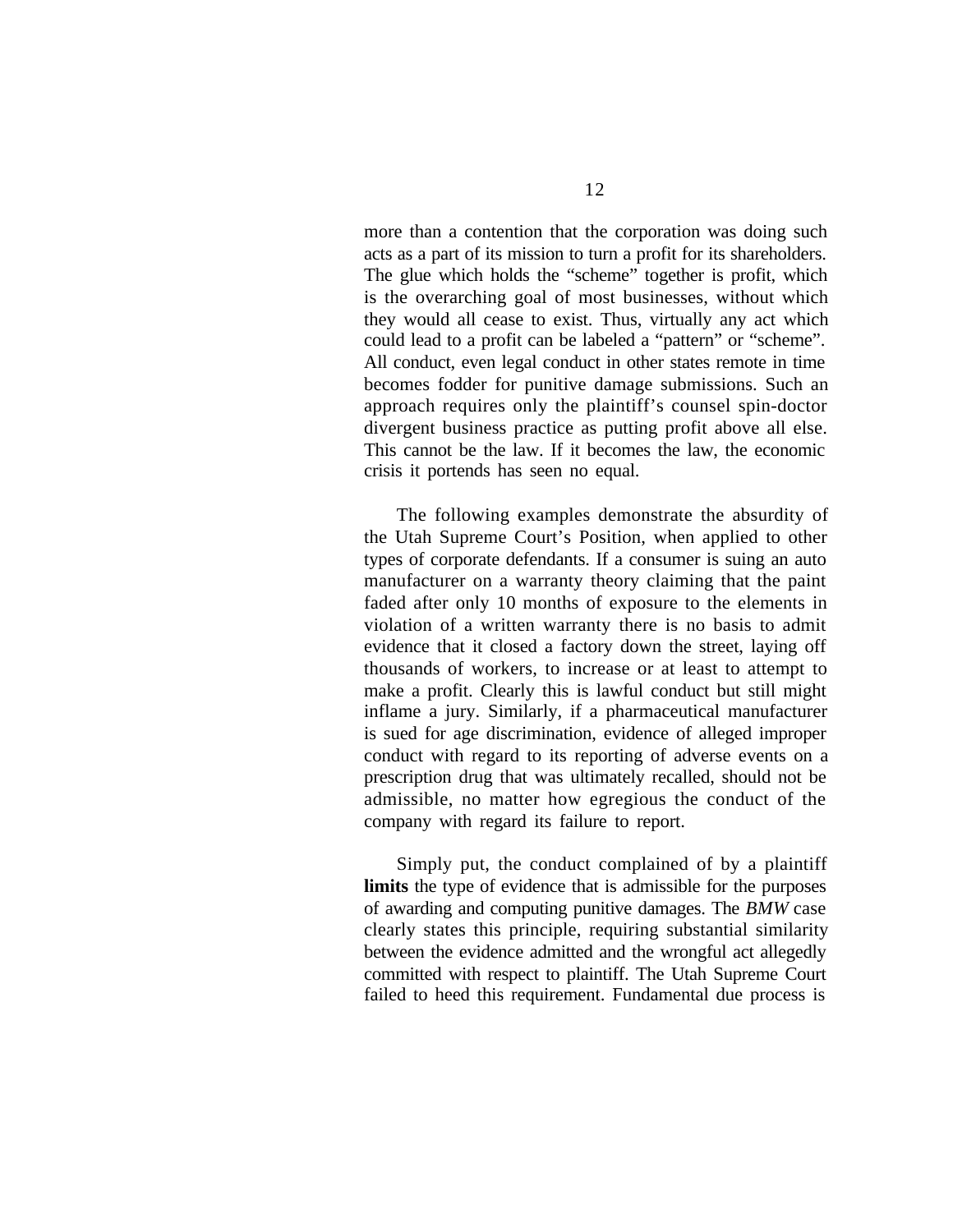more than a contention that the corporation was doing such acts as a part of its mission to turn a profit for its shareholders. The glue which holds the "scheme" together is profit, which is the overarching goal of most businesses, without which they would all cease to exist. Thus, virtually any act which could lead to a profit can be labeled a "pattern" or "scheme". All conduct, even legal conduct in other states remote in time becomes fodder for punitive damage submissions. Such an approach requires only the plaintiff's counsel spin-doctor divergent business practice as putting profit above all else. This cannot be the law. If it becomes the law, the economic crisis it portends has seen no equal.

The following examples demonstrate the absurdity of the Utah Supreme Court's Position, when applied to other types of corporate defendants. If a consumer is suing an auto manufacturer on a warranty theory claiming that the paint faded after only 10 months of exposure to the elements in violation of a written warranty there is no basis to admit evidence that it closed a factory down the street, laying off thousands of workers, to increase or at least to attempt to make a profit. Clearly this is lawful conduct but still might inflame a jury. Similarly, if a pharmaceutical manufacturer is sued for age discrimination, evidence of alleged improper conduct with regard to its reporting of adverse events on a prescription drug that was ultimately recalled, should not be admissible, no matter how egregious the conduct of the company with regard its failure to report.

Simply put, the conduct complained of by a plaintiff **limits** the type of evidence that is admissible for the purposes of awarding and computing punitive damages. The *BMW* case clearly states this principle, requiring substantial similarity between the evidence admitted and the wrongful act allegedly committed with respect to plaintiff. The Utah Supreme Court failed to heed this requirement. Fundamental due process is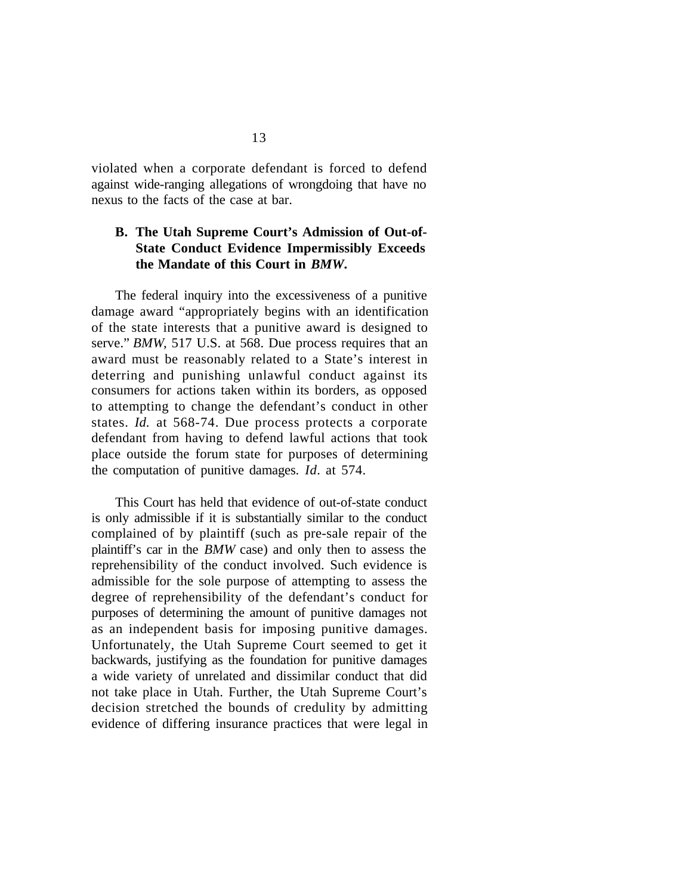violated when a corporate defendant is forced to defend against wide-ranging allegations of wrongdoing that have no nexus to the facts of the case at bar.

### B. The Utah Supreme Court's Admission of Out-of-State Conduct Evidence Impermissibly Exceeds the Mandate of this Court in *BMW*.

The federal inquiry into the excessiveness of a punitive damage award "appropriately begins with an identification of the state interests that a punitive award is designed to serve." *BMW*, 517 U.S. at 568. Due process requires that an award must be reasonably related to a State's interest in deterring and punishing unlawful conduct against its consumers for actions taken within its borders, as opposed to attempting to change the defendant's conduct in other states. *Id.* at 568-74. Due process protects a corporate defendant from having to defend lawful actions that took place outside the forum state for purposes of determining the computation of punitive damages. *Id*. at 574.

This Court has held that evidence of out-of-state conduct is only admissible if it is substantially similar to the conduct complained of by plaintiff (such as pre-sale repair of the plaintiff's car in the *BMW* case) and only then to assess the reprehensibility of the conduct involved. Such evidence is admissible for the sole purpose of attempting to assess the degree of reprehensibility of the defendant's conduct for purposes of determining the amount of punitive damages not as an independent basis for imposing punitive damages. Unfortunately, the Utah Supreme Court seemed to get it backwards, justifying as the foundation for punitive damages a wide variety of unrelated and dissimilar conduct that did not take place in Utah. Further, the Utah Supreme Court's decision stretched the bounds of credulity by admitting evidence of differing insurance practices that were legal in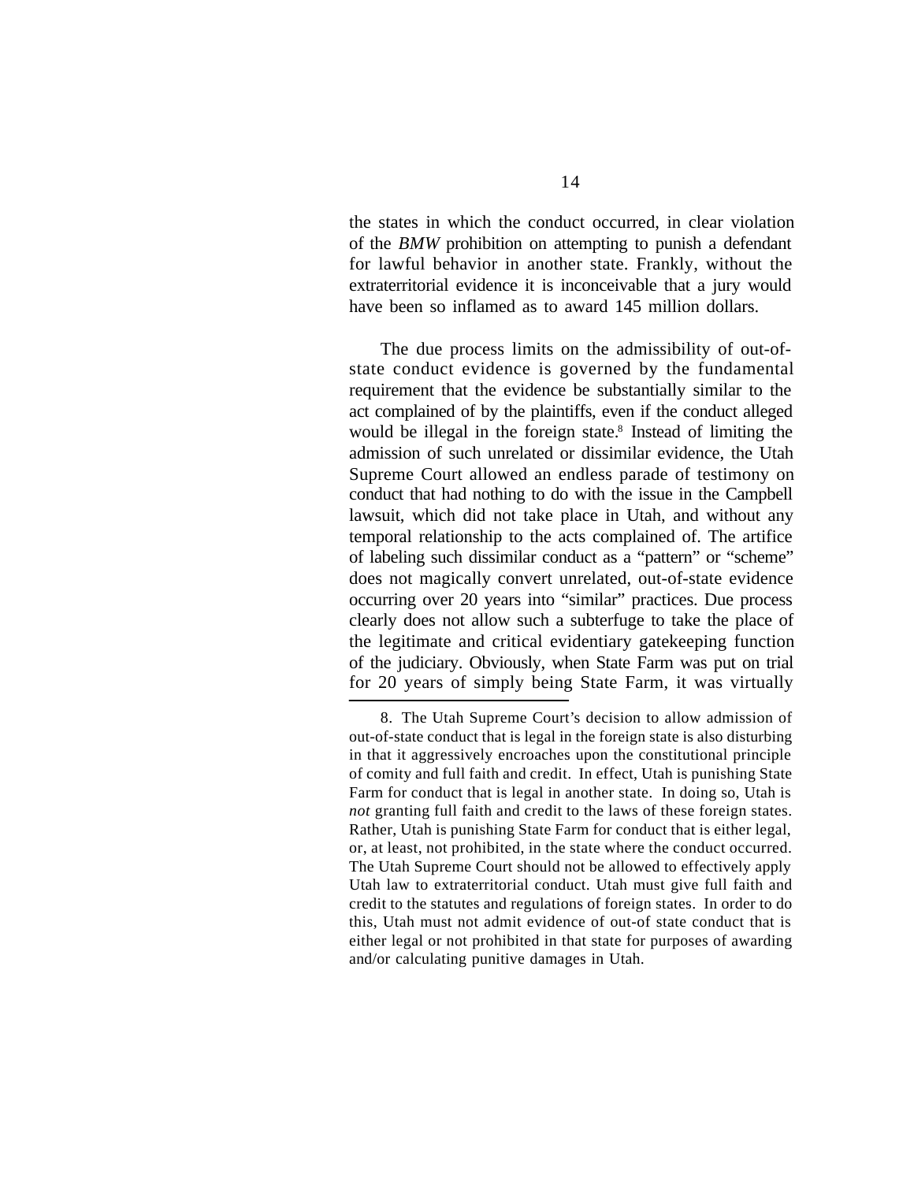the states in which the conduct occurred, in clear violation of the *BMW* prohibition on attempting to punish a defendant for lawful behavior in another state. Frankly, without the extraterritorial evidence it is inconceivable that a jury would have been so inflamed as to award 145 million dollars.

The due process limits on the admissibility of out-of-state conduct evidence is governed by the fundamental requirement that the evidence be substantially similar to the act complained of by the plaintiffs, even if the conduct alleged would be illegal in the foreign state.[8] Instead of limiting the admission of such unrelated or dissimilar evidence, the Utah Supreme Court allowed an endless parade of testimony on conduct that had nothing to do with the issue in the Campbell lawsuit, which did not take place in Utah, and without any temporal relationship to the acts complained of. The artifice of labeling such dissimilar conduct as a "pattern" or "scheme" does not magically convert unrelated, out-of-state evidence occurring over 20 years into "similar" practices. Due process clearly does not allow such a subterfuge to take the place of the legitimate and critical evidentiary gatekeeping function of the judiciary. Obviously, when State Farm was put on trial for 20 years of simply being State Farm, it was virtually

8. The Utah Supreme Court's decision to allow admission of out-of-state conduct that is legal in the foreign state is also disturbing in that it aggressively encroaches upon the constitutional principle of comity and full faith and credit. In effect, Utah is punishing State Farm for conduct that is legal in another state. In doing so, Utah is *not* granting full faith and credit to the laws of these foreign states. Rather, Utah is punishing State Farm for conduct that is either legal, or, at least, not prohibited, in the state where the conduct occurred. The Utah Supreme Court should not be allowed to effectively apply Utah law to extraterritorial conduct. Utah must give full faith and credit to the statutes and regulations of foreign states. In order to do this, Utah must not admit evidence of out-of state conduct that is either legal or not prohibited in that state for purposes of awarding and/or calculating punitive damages in Utah.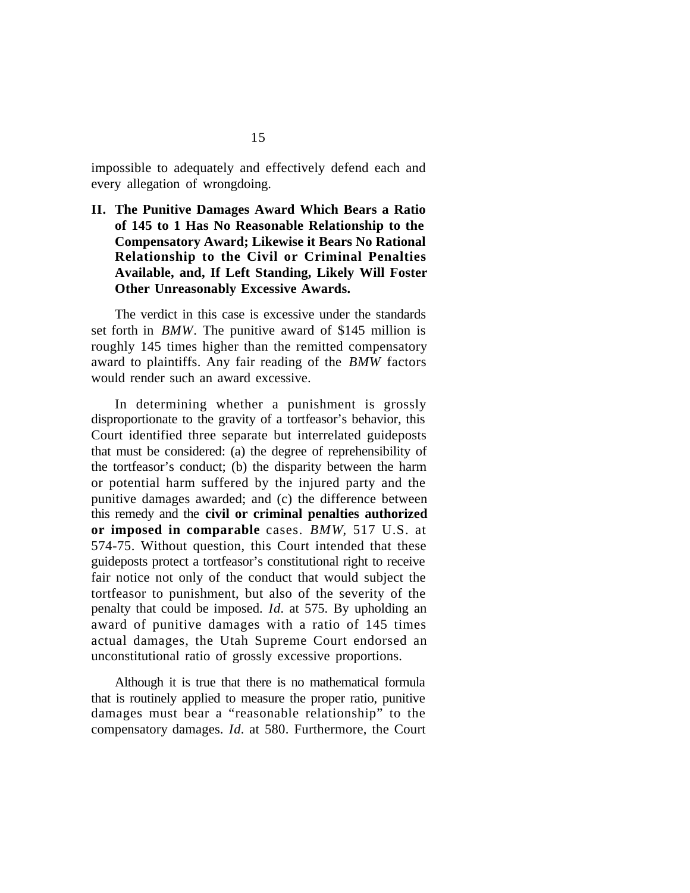impossible to adequately and effectively defend each and every allegation of wrongdoing.

## II. The Punitive Damages Award Which Bears a Ratio of 145 to 1 Has No Reasonable Relationship to the Compensatory Award; Likewise it Bears No Rational Relationship to the Civil or Criminal Penalties Available, and, If Left Standing, Likely Will Foster Other Unreasonably Excessive Awards.

The verdict in this case is excessive under the standards set forth in *BMW*. The punitive award of $145 million is roughly 145 times higher than the remitted compensatory award to plaintiffs. Any fair reading of the *BMW* factors would render such an award excessive.

In determining whether a punishment is grossly disproportionate to the gravity of a tortfeasor's behavior, this Court identified three separate but interrelated guideposts that must be considered: (a) the degree of reprehensibility of the tortfeasor's conduct; (b) the disparity between the harm or potential harm suffered by the injured party and the punitive damages awarded; and (c) the difference between this remedy and the **civil or criminal penalties authorized or imposed in comparable** cases. *BMW*, 517 U.S. at 574-75. Without question, this Court intended that these guideposts protect a tortfeasor's constitutional right to receive fair notice not only of the conduct that would subject the tortfeasor to punishment, but also of the severity of the penalty that could be imposed. *Id.* at 575. By upholding an award of punitive damages with a ratio of 145 times actual damages, the Utah Supreme Court endorsed an unconstitutional ratio of grossly excessive proportions.

Although it is true that there is no mathematical formula that is routinely applied to measure the proper ratio, punitive damages must bear a "reasonable relationship" to the compensatory damages. *Id.* at 580. Furthermore, the Court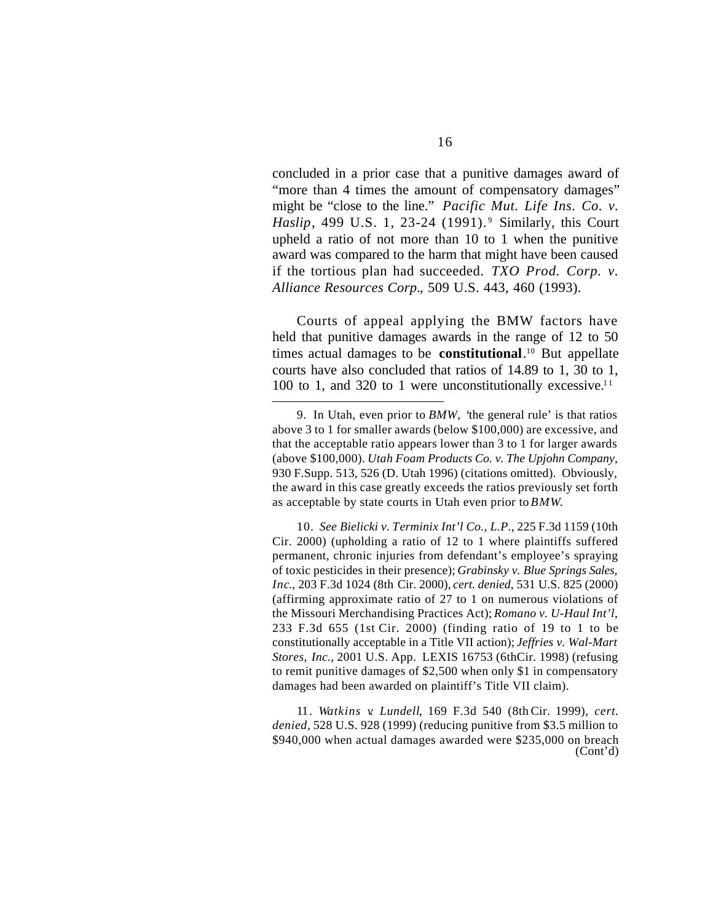concluded in a prior case that a punitive damages award of "more than 4 times the amount of compensatory damages" might be "close to the line." *Pacific Mut. Life Ins. Co. v. Haslip*, 499 U.S. 1, 23-24 (1991).[9] Similarly, this Court upheld a ratio of not more than 10 to 1 when the punitive award was compared to the harm that might have been caused if the tortious plan had succeeded. *TXO Prod. Corp. v. Alliance Resources Corp.*, 509 U.S. 443, 460 (1993).

Courts of appeal applying the BMW factors have held that punitive damages awards in the range of 12 to 50 times actual damages to be **constitutional**.[10] But appellate courts have also concluded that ratios of 14.89 to 1, 30 to 1, 100 to 1, and 320 to 1 were unconstitutionally excessive.[11]

---

9. In Utah, even prior to *BMW*, 'the general rule' is that ratios above 3 to 1 for smaller awards (below $100,000) are excessive, and that the acceptable ratio appears lower than 3 to 1 for larger awards (above $100,000). *Utah Foam Products Co. v. The Upjohn Company*, 930 F.Supp. 513, 526 (D. Utah 1996) (citations omitted). Obviously, the award in this case greatly exceeds the ratios previously set forth as acceptable by state courts in Utah even prior to *BMW*.

10. *See Bielicki v. Terminix Int'l Co., L.P.*, 225 F.3d 1159 (10th Cir. 2000) (upholding a ratio of 12 to 1 where plaintiffs suffered permanent, chronic injuries from defendant's employee's spraying of toxic pesticides in their presence); *Grabinsky v. Blue Springs Sales, Inc.*, 203 F.3d 1024 (8th Cir. 2000), *cert. denied*, 531 U.S. 825 (2000) (affirming approximate ratio of 27 to 1 on numerous violations of the Missouri Merchandising Practices Act); *Romano v. U-Haul Int'l*, 233 F.3d 655 (1st Cir. 2000) (finding ratio of 19 to 1 to be constitutionally acceptable in a Title VII action); *Jeffries v. Wal-Mart Stores, Inc.*, 2001 U.S. App. LEXIS 16753 (6thCir. 1998) (refusing to remit punitive damages of $2,500 when only $1 in compensatory damages had been awarded on plaintiff's Title VII claim).

11. *Watkins v. Lundell*, 169 F.3d 540 (8th Cir. 1999), *cert. denied*, 528 U.S. 928 (1999) (reducing punitive from $3.5 million to $940,000 when actual damages awarded were $235,000 on breach

(Cont'd)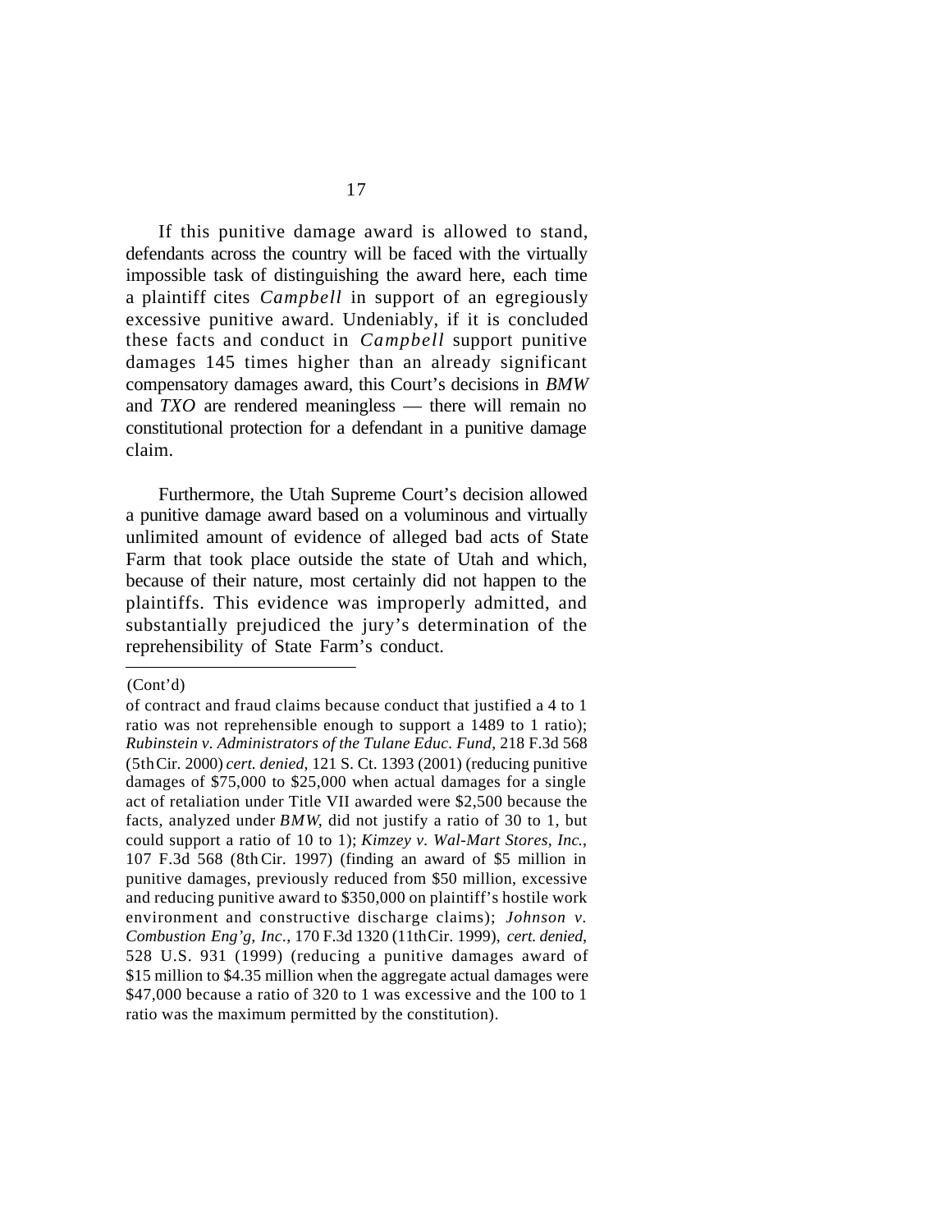If this punitive damage award is allowed to stand, defendants across the country will be faced with the virtually impossible task of distinguishing the award here, each time a plaintiff cites *Campbell* in support of an egregiously excessive punitive award. Undeniably, if it is concluded these facts and conduct in *Campbell* support punitive damages 145 times higher than an already significant compensatory damages award, this Court's decisions in *BMW* and *TXO* are rendered meaningless — there will remain no constitutional protection for a defendant in a punitive damage claim.

Furthermore, the Utah Supreme Court's decision allowed a punitive damage award based on a voluminous and virtually unlimited amount of evidence of alleged bad acts of State Farm that took place outside the state of Utah and which, because of their nature, most certainly did not happen to the plaintiffs. This evidence was improperly admitted, and substantially prejudiced the jury's determination of the reprehensibility of State Farm's conduct.

---

(Cont'd)

of contract and fraud claims because conduct that justified a 4 to 1 ratio was not reprehensible enough to support a 1489 to 1 ratio); *Rubinstein v. Administrators of the Tulane Educ. Fund*, 218 F.3d 568 (5th Cir. 2000) *cert. denied*, 121 S. Ct. 1393 (2001) (reducing punitive damages of $75,000 to $25,000 when actual damages for a single act of retaliation under Title VII awarded were $2,500 because the facts, analyzed under *BMW*, did not justify a ratio of 30 to 1, but could support a ratio of 10 to 1); *Kimzey v. Wal-Mart Stores, Inc.*, 107 F.3d 568 (8th Cir. 1997) (finding an award of $5 million in punitive damages, previously reduced from $50 million, excessive and reducing punitive award to $350,000 on plaintiff's hostile work environment and constructive discharge claims); *Johnson v. Combustion Eng'g, Inc.*, 170 F.3d 1320 (11th Cir. 1999), *cert. denied*, 528 U.S. 931 (1999) (reducing a punitive damages award of $15 million to $4.35 million when the aggregate actual damages were $47,000 because a ratio of 320 to 1 was excessive and the 100 to 1 ratio was the maximum permitted by the constitution).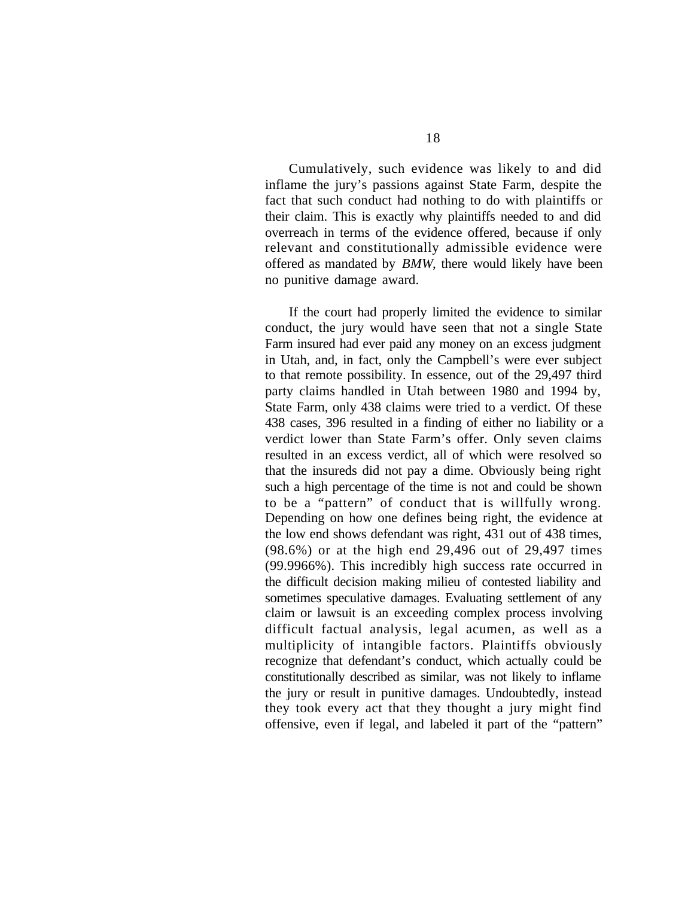Cumulatively, such evidence was likely to and did inflame the jury's passions against State Farm, despite the fact that such conduct had nothing to do with plaintiffs or their claim. This is exactly why plaintiffs needed to and did overreach in terms of the evidence offered, because if only relevant and constitutionally admissible evidence were offered as mandated by *BMW*, there would likely have been no punitive damage award.

If the court had properly limited the evidence to similar conduct, the jury would have seen that not a single State Farm insured had ever paid any money on an excess judgment in Utah, and, in fact, only the Campbell's were ever subject to that remote possibility. In essence, out of the 29,497 third party claims handled in Utah between 1980 and 1994 by, State Farm, only 438 claims were tried to a verdict. Of these 438 cases, 396 resulted in a finding of either no liability or a verdict lower than State Farm's offer. Only seven claims resulted in an excess verdict, all of which were resolved so that the insureds did not pay a dime. Obviously being right such a high percentage of the time is not and could be shown to be a "pattern" of conduct that is willfully wrong. Depending on how one defines being right, the evidence at the low end shows defendant was right, 431 out of 438 times, (98.6%) or at the high end 29,496 out of 29,497 times (99.9966%). This incredibly high success rate occurred in the difficult decision making milieu of contested liability and sometimes speculative damages. Evaluating settlement of any claim or lawsuit is an exceeding complex process involving difficult factual analysis, legal acumen, as well as a multiplicity of intangible factors. Plaintiffs obviously recognize that defendant's conduct, which actually could be constitutionally described as similar, was not likely to inflame the jury or result in punitive damages. Undoubtedly, instead they took every act that they thought a jury might find offensive, even if legal, and labeled it part of the "pattern"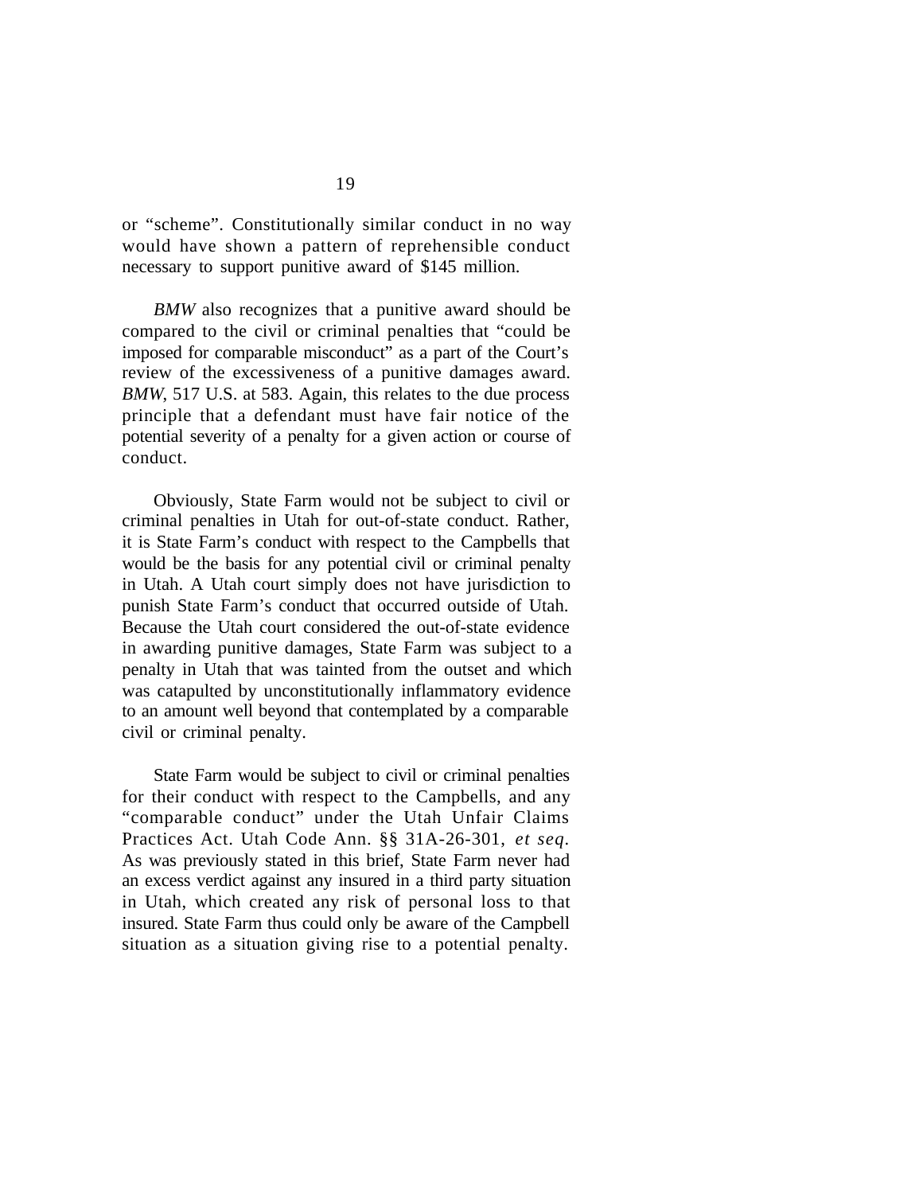or "scheme". Constitutionally similar conduct in no way would have shown a pattern of reprehensible conduct necessary to support punitive award of $145 million.

*BMW* also recognizes that a punitive award should be compared to the civil or criminal penalties that "could be imposed for comparable misconduct" as a part of the Court's review of the excessiveness of a punitive damages award. *BMW*, 517 U.S. at 583. Again, this relates to the due process principle that a defendant must have fair notice of the potential severity of a penalty for a given action or course of conduct.

Obviously, State Farm would not be subject to civil or criminal penalties in Utah for out-of-state conduct. Rather, it is State Farm's conduct with respect to the Campbells that would be the basis for any potential civil or criminal penalty in Utah. A Utah court simply does not have jurisdiction to punish State Farm's conduct that occurred outside of Utah. Because the Utah court considered the out-of-state evidence in awarding punitive damages, State Farm was subject to a penalty in Utah that was tainted from the outset and which was catapulted by unconstitutionally inflammatory evidence to an amount well beyond that contemplated by a comparable civil or criminal penalty.

State Farm would be subject to civil or criminal penalties for their conduct with respect to the Campbells, and any "comparable conduct" under the Utah Unfair Claims Practices Act. Utah Code Ann. §§ 31A-26-301, *et seq.* As was previously stated in this brief, State Farm never had an excess verdict against any insured in a third party situation in Utah, which created any risk of personal loss to that insured. State Farm thus could only be aware of the Campbell situation as a situation giving rise to a potential penalty.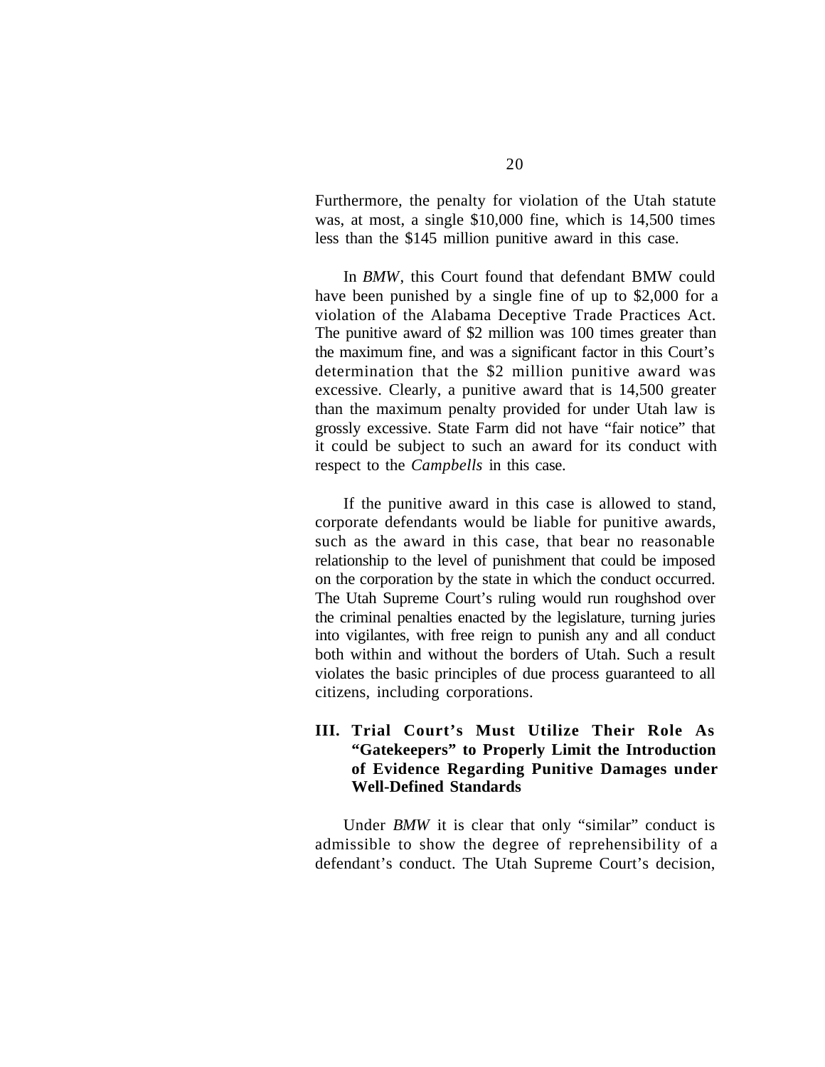Furthermore, the penalty for violation of the Utah statute was, at most, a single $10,000 fine, which is 14,500 times less than the $145 million punitive award in this case.

In *BMW*, this Court found that defendant BMW could have been punished by a single fine of up to $2,000 for a violation of the Alabama Deceptive Trade Practices Act. The punitive award of $2 million was 100 times greater than the maximum fine, and was a significant factor in this Court's determination that the $2 million punitive award was excessive. Clearly, a punitive award that is 14,500 greater than the maximum penalty provided for under Utah law is grossly excessive. State Farm did not have "fair notice" that it could be subject to such an award for its conduct with respect to the *Campbells* in this case.

If the punitive award in this case is allowed to stand, corporate defendants would be liable for punitive awards, such as the award in this case, that bear no reasonable relationship to the level of punishment that could be imposed on the corporation by the state in which the conduct occurred. The Utah Supreme Court's ruling would run roughshod over the criminal penalties enacted by the legislature, turning juries into vigilantes, with free reign to punish any and all conduct both within and without the borders of Utah. Such a result violates the basic principles of due process guaranteed to all citizens, including corporations.

## III. Trial Court's Must Utilize Their Role As "Gatekeepers" to Properly Limit the Introduction of Evidence Regarding Punitive Damages under Well-Defined Standards

Under *BMW* it is clear that only "similar" conduct is admissible to show the degree of reprehensibility of a defendant's conduct. The Utah Supreme Court's decision,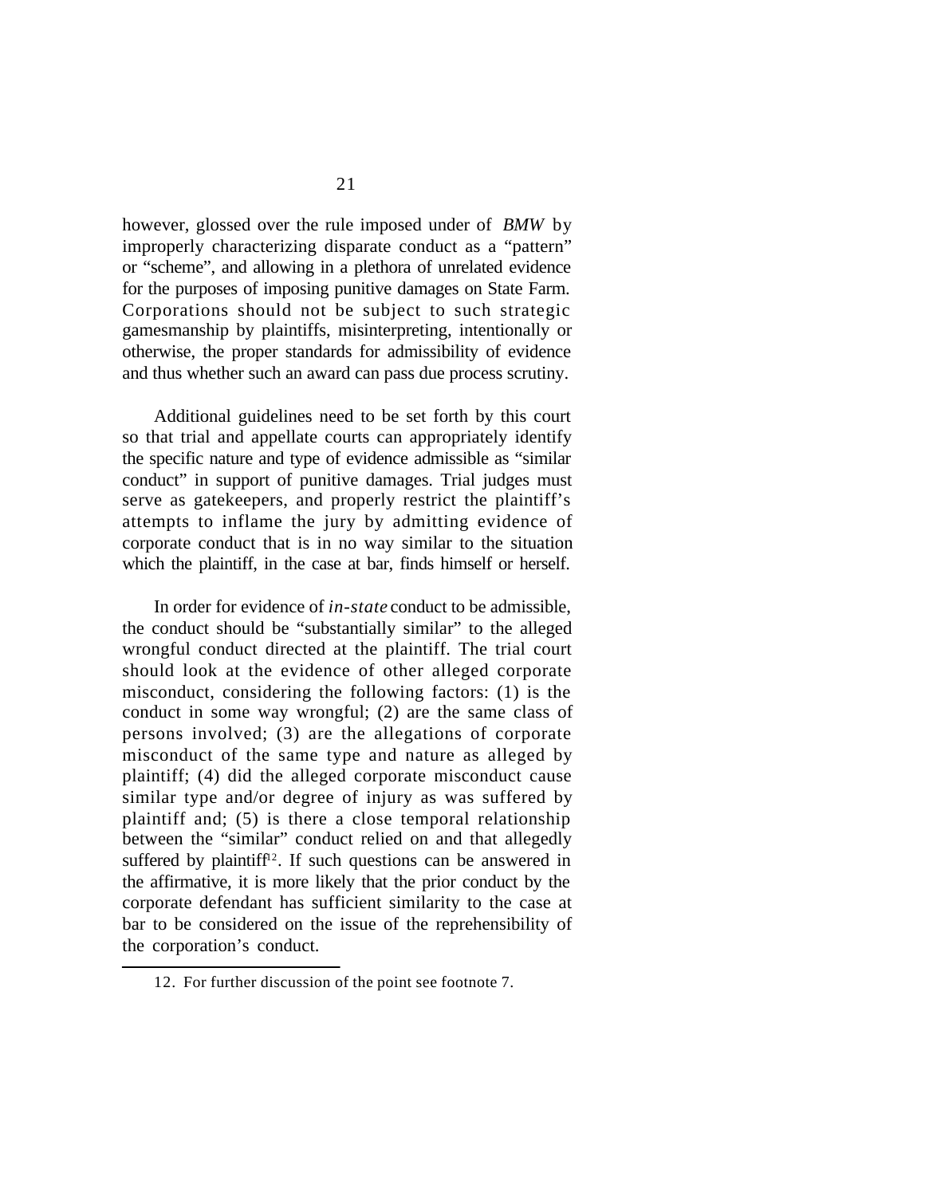however, glossed over the rule imposed under of *BMW* by improperly characterizing disparate conduct as a "pattern" or "scheme", and allowing in a plethora of unrelated evidence for the purposes of imposing punitive damages on State Farm. Corporations should not be subject to such strategic gamesmanship by plaintiffs, misinterpreting, intentionally or otherwise, the proper standards for admissibility of evidence and thus whether such an award can pass due process scrutiny.

Additional guidelines need to be set forth by this court so that trial and appellate courts can appropriately identify the specific nature and type of evidence admissible as "similar conduct" in support of punitive damages. Trial judges must serve as gatekeepers, and properly restrict the plaintiff's attempts to inflame the jury by admitting evidence of corporate conduct that is in no way similar to the situation which the plaintiff, in the case at bar, finds himself or herself.

In order for evidence of *in-state* conduct to be admissible, the conduct should be "substantially similar" to the alleged wrongful conduct directed at the plaintiff. The trial court should look at the evidence of other alleged corporate misconduct, considering the following factors: (1) is the conduct in some way wrongful; (2) are the same class of persons involved; (3) are the allegations of corporate misconduct of the same type and nature as alleged by plaintiff; (4) did the alleged corporate misconduct cause similar type and/or degree of injury as was suffered by plaintiff and; (5) is there a close temporal relationship between the "similar" conduct relied on and that allegedly suffered by plaintiff[12]. If such questions can be answered in the affirmative, it is more likely that the prior conduct by the corporate defendant has sufficient similarity to the case at bar to be considered on the issue of the reprehensibility of the corporation's conduct.

12. For further discussion of the point see footnote 7.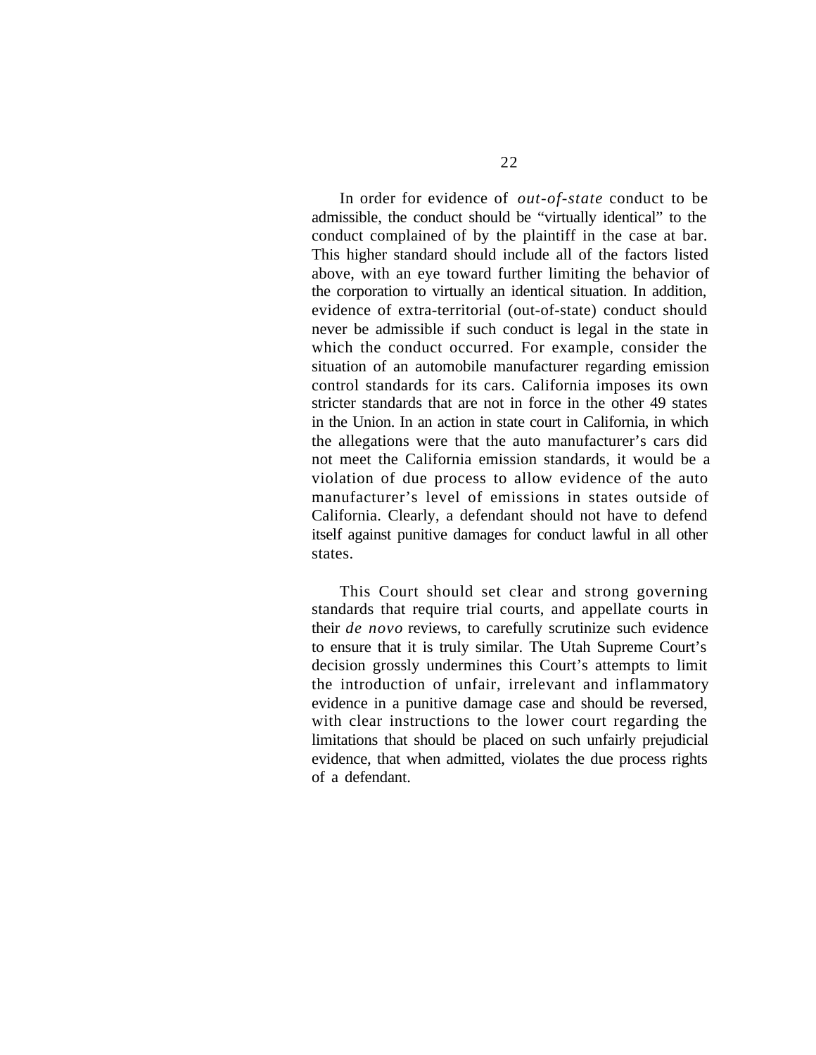In order for evidence of *out-of-state* conduct to be admissible, the conduct should be "virtually identical" to the conduct complained of by the plaintiff in the case at bar. This higher standard should include all of the factors listed above, with an eye toward further limiting the behavior of the corporation to virtually an identical situation. In addition, evidence of extra-territorial (out-of-state) conduct should never be admissible if such conduct is legal in the state in which the conduct occurred. For example, consider the situation of an automobile manufacturer regarding emission control standards for its cars. California imposes its own stricter standards that are not in force in the other 49 states in the Union. In an action in state court in California, in which the allegations were that the auto manufacturer's cars did not meet the California emission standards, it would be a violation of due process to allow evidence of the auto manufacturer's level of emissions in states outside of California. Clearly, a defendant should not have to defend itself against punitive damages for conduct lawful in all other states.

This Court should set clear and strong governing standards that require trial courts, and appellate courts in their *de novo* reviews, to carefully scrutinize such evidence to ensure that it is truly similar. The Utah Supreme Court's decision grossly undermines this Court's attempts to limit the introduction of unfair, irrelevant and inflammatory evidence in a punitive damage case and should be reversed, with clear instructions to the lower court regarding the limitations that should be placed on such unfairly prejudicial evidence, that when admitted, violates the due process rights of a defendant.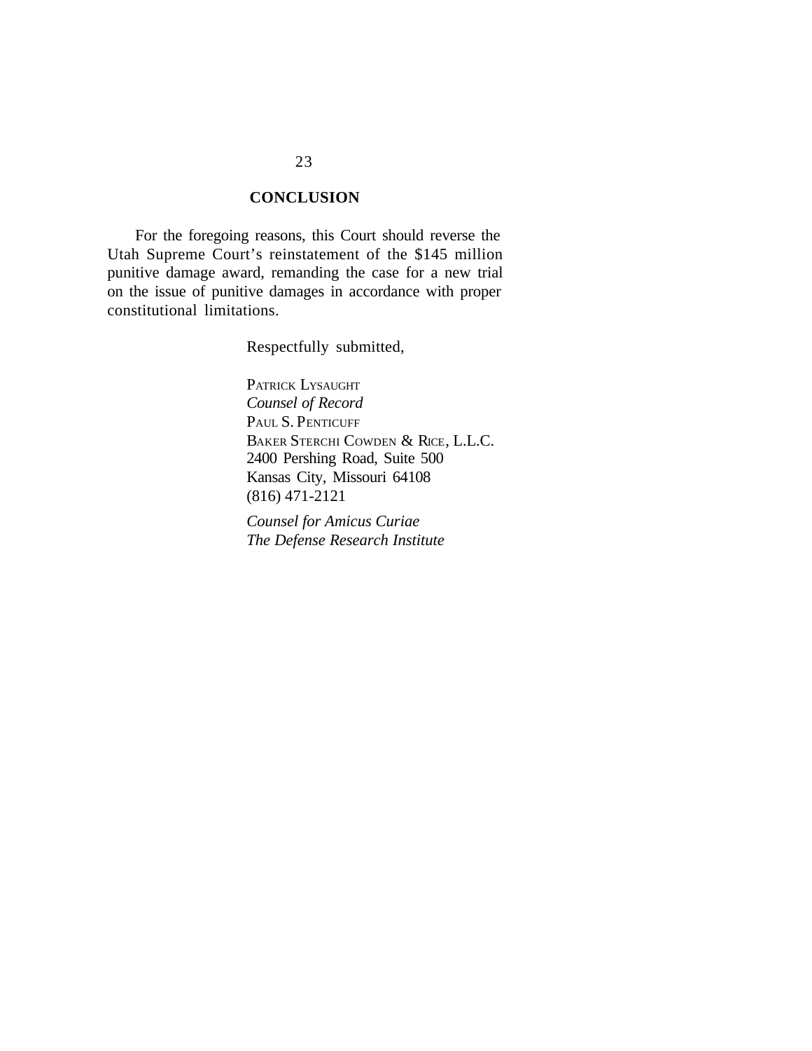## CONCLUSION

For the foregoing reasons, this Court should reverse the Utah Supreme Court's reinstatement of the $145 million punitive damage award, remanding the case for a new trial on the issue of punitive damages in accordance with proper constitutional limitations.

Respectfully submitted,

PATRICK LYSAUGHT
*Counsel of Record*
PAUL S. PENTICUFF
BAKER STERCHI COWDEN & RICE, L.L.C.
2400 Pershing Road, Suite 500
Kansas City, Missouri 64108
(816) 471-2121

*Counsel for Amicus Curiae*
*The Defense Research Institute*